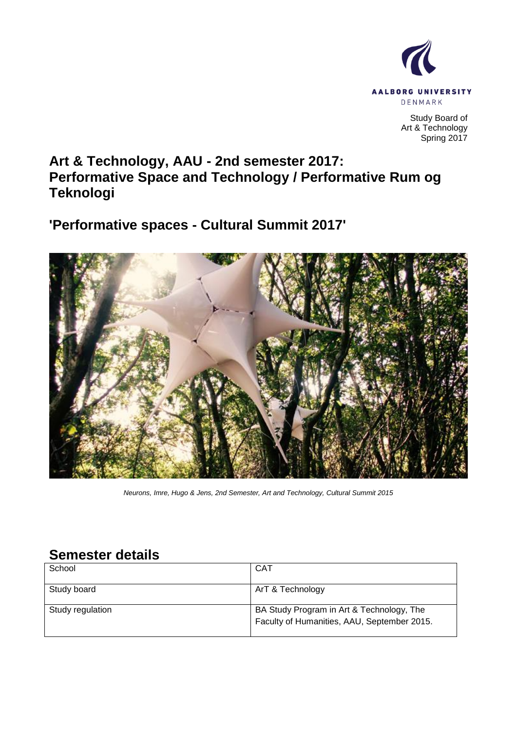Study Board of
Art & Technology
Spring 2017

# Art & Technology, AAU - 2nd semester 2017: Performative Space and Technology / Performative Rum og Teknologi

## 'Performative spaces - Cultural Summit 2017'

*Neurons, Imre, Hugo & Jens, 2nd Semester, Art and Technology, Cultural Summit 2015*

## Semester details

| School | CAT |
| --- | --- |
| Study board | ArT & Technology |
| Study regulation | BA Study Program in Art & Technology, The Faculty of Humanities, AAU, September 2015. |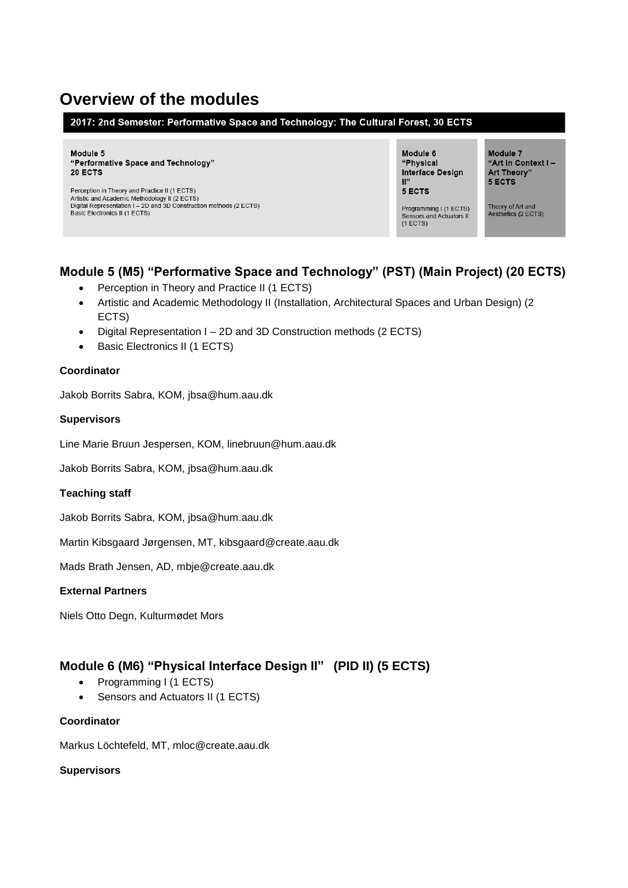# Overview of the modules

| 2017: 2nd Semester: Performative Space and Technology: The Cultural Forest, 30 ECTS | | |
| --- | --- | --- |
| **Module 5 "Performative Space and Technology" 20 ECTS**<br><br>Perception in Theory and Practice II (1 ECTS)<br>Artistic and Academic Methodology II (2 ECTS)<br>Digital Representation I – 2D and 3D Construction methods (2 ECTS)<br>Basic Electronics II (1 ECTS) | **Module 6 "Physical Interface Design II" 5 ECTS**<br><br>Programming I (1 ECTS)<br>Sensors and Actuators II (1 ECTS) | **Module 7 "Art in Context I – Art Theory" 5 ECTS**<br><br>Theory of Art and Aesthetics (2 ECTS) |

## Module 5 (M5) "Performative Space and Technology" (PST) (Main Project) (20 ECTS)

- Perception in Theory and Practice II (1 ECTS)
- Artistic and Academic Methodology II (Installation, Architectural Spaces and Urban Design) (2 ECTS)
- Digital Representation I – 2D and 3D Construction methods (2 ECTS)
- Basic Electronics II (1 ECTS)

**Coordinator**

Jakob Borrits Sabra, KOM, jbsa@hum.aau.dk

**Supervisors**

Line Marie Bruun Jespersen, KOM, linebruun@hum.aau.dk

Jakob Borrits Sabra, KOM, jbsa@hum.aau.dk

**Teaching staff**

Jakob Borrits Sabra, KOM, jbsa@hum.aau.dk

Martin Kibsgaard Jørgensen, MT, kibsgaard@create.aau.dk

Mads Brath Jensen, AD, mbje@create.aau.dk

**External Partners**

Niels Otto Degn, Kulturmødet Mors

## Module 6 (M6) "Physical Interface Design II" (PID II) (5 ECTS)

- Programming I (1 ECTS)
- Sensors and Actuators II (1 ECTS)

**Coordinator**

Markus Löchtefeld, MT, mloc@create.aau.dk

**Supervisors**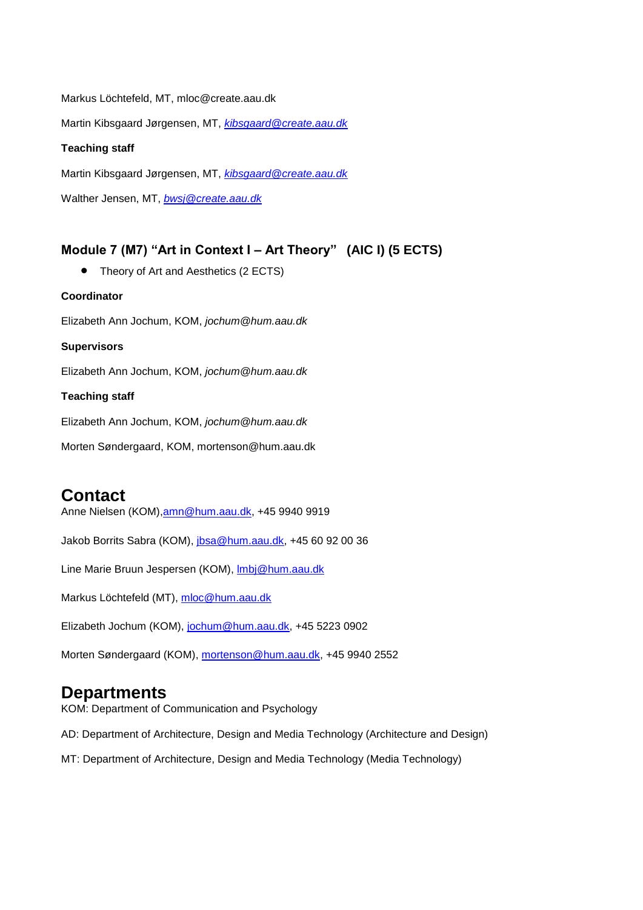Markus Löchtefeld, MT, mloc@create.aau.dk

Martin Kibsgaard Jørgensen, MT, *kibsgaard@create.aau.dk*

**Teaching staff**

Martin Kibsgaard Jørgensen, MT, *kibsgaard@create.aau.dk*

Walther Jensen, MT, *bwsj@create.aau.dk*

### Module 7 (M7) "Art in Context I – Art Theory" (AIC I) (5 ECTS)

- Theory of Art and Aesthetics (2 ECTS)

**Coordinator**

Elizabeth Ann Jochum, KOM, *jochum@hum.aau.dk*

**Supervisors**

Elizabeth Ann Jochum, KOM, *jochum@hum.aau.dk*

**Teaching staff**

Elizabeth Ann Jochum, KOM, *jochum@hum.aau.dk*

Morten Søndergaard, KOM, mortenson@hum.aau.dk

## Contact

Anne Nielsen (KOM),amn@hum.aau.dk, +45 9940 9919

Jakob Borrits Sabra (KOM), jbsa@hum.aau.dk, +45 60 92 00 36

Line Marie Bruun Jespersen (KOM), lmbj@hum.aau.dk

Markus Löchtefeld (MT), mloc@hum.aau.dk

Elizabeth Jochum (KOM), jochum@hum.aau.dk, +45 5223 0902

Morten Søndergaard (KOM), mortenson@hum.aau.dk, +45 9940 2552

## Departments

KOM: Department of Communication and Psychology

AD: Department of Architecture, Design and Media Technology (Architecture and Design)

MT: Department of Architecture, Design and Media Technology (Media Technology)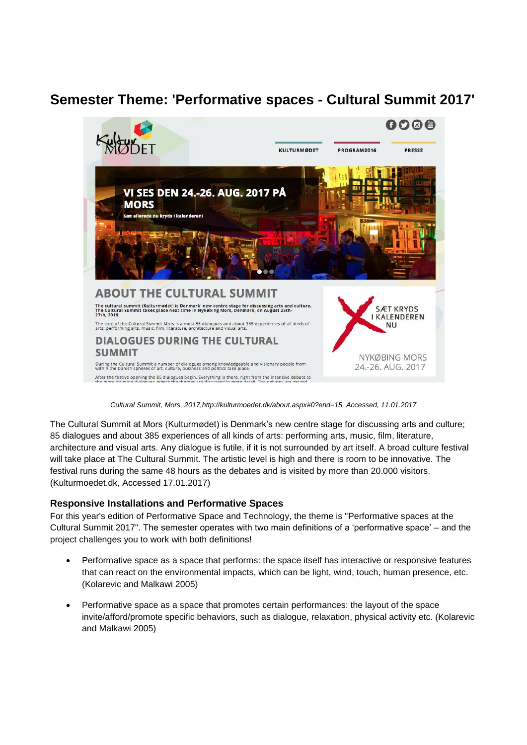# Semester Theme: 'Performative spaces - Cultural Summit 2017'

*Cultural Summit, Mors, 2017,http://kulturmoedet.dk/about.aspx#0?end=15, Accessed, 11.01.2017*

The Cultural Summit at Mors (Kulturmødet) is Denmark's new centre stage for discussing arts and culture; 85 dialogues and about 385 experiences of all kinds of arts: performing arts, music, film, literature, architecture and visual arts. Any dialogue is futile, if it is not surrounded by art itself. A broad culture festival will take place at The Cultural Summit. The artistic level is high and there is room to be innovative. The festival runs during the same 48 hours as the debates and is visited by more than 20.000 visitors. (Kulturmoedet.dk, Accessed 17.01.2017)

### Responsive Installations and Performative Spaces

For this year's edition of Performative Space and Technology, the theme is "Performative spaces at the Cultural Summit 2017". The semester operates with two main definitions of a 'performative space' – and the project challenges you to work with both definitions!

- Performative space as a space that performs: the space itself has interactive or responsive features that can react on the environmental impacts, which can be light, wind, touch, human presence, etc. (Kolarevic and Malkawi 2005)
- Performative space as a space that promotes certain performances: the layout of the space invite/afford/promote specific behaviors, such as dialogue, relaxation, physical activity etc. (Kolarevic and Malkawi 2005)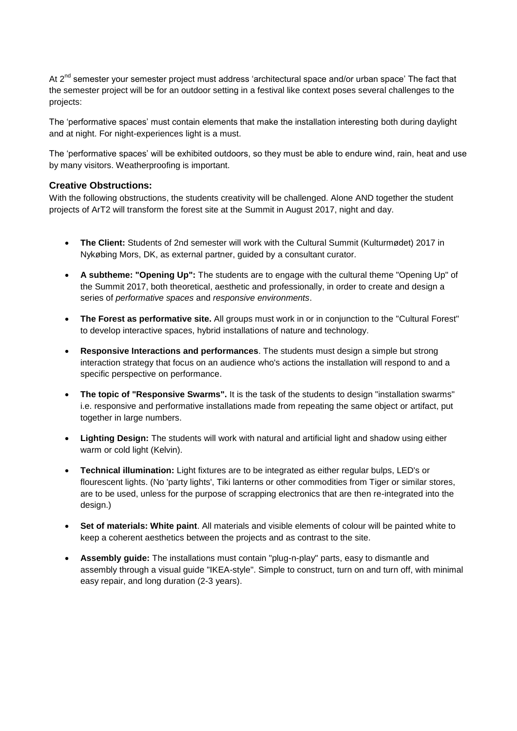At 2[nd] semester your semester project must address 'architectural space and/or urban space' The fact that the semester project will be for an outdoor setting in a festival like context poses several challenges to the projects:

The 'performative spaces' must contain elements that make the installation interesting both during daylight and at night. For night-experiences light is a must.

The 'performative spaces' will be exhibited outdoors, so they must be able to endure wind, rain, heat and use by many visitors. Weatherproofing is important.

### Creative Obstructions:

With the following obstructions, the students creativity will be challenged. Alone AND together the student projects of ArT2 will transform the forest site at the Summit in August 2017, night and day.

- **The Client:** Students of 2nd semester will work with the Cultural Summit (Kulturmødet) 2017 in Nykøbing Mors, DK, as external partner, guided by a consultant curator.
- **A subtheme: "Opening Up":** The students are to engage with the cultural theme "Opening Up" of the Summit 2017, both theoretical, aesthetic and professionally, in order to create and design a series of *performative spaces* and *responsive environments*.
- **The Forest as performative site.** All groups must work in or in conjunction to the "Cultural Forest" to develop interactive spaces, hybrid installations of nature and technology.
- **Responsive Interactions and performances**. The students must design a simple but strong interaction strategy that focus on an audience who's actions the installation will respond to and a specific perspective on performance.
- **The topic of "Responsive Swarms".** It is the task of the students to design "installation swarms" i.e. responsive and performative installations made from repeating the same object or artifact, put together in large numbers.
- **Lighting Design:** The students will work with natural and artificial light and shadow using either warm or cold light (Kelvin).
- **Technical illumination:** Light fixtures are to be integrated as either regular bulps, LED's or flourescent lights. (No 'party lights', Tiki lanterns or other commodities from Tiger or similar stores, are to be used, unless for the purpose of scrapping electronics that are then re-integrated into the design.)
- **Set of materials: White paint**. All materials and visible elements of colour will be painted white to keep a coherent aesthetics between the projects and as contrast to the site.
- **Assembly guide:** The installations must contain "plug-n-play" parts, easy to dismantle and assembly through a visual guide "IKEA-style". Simple to construct, turn on and turn off, with minimal easy repair, and long duration (2-3 years).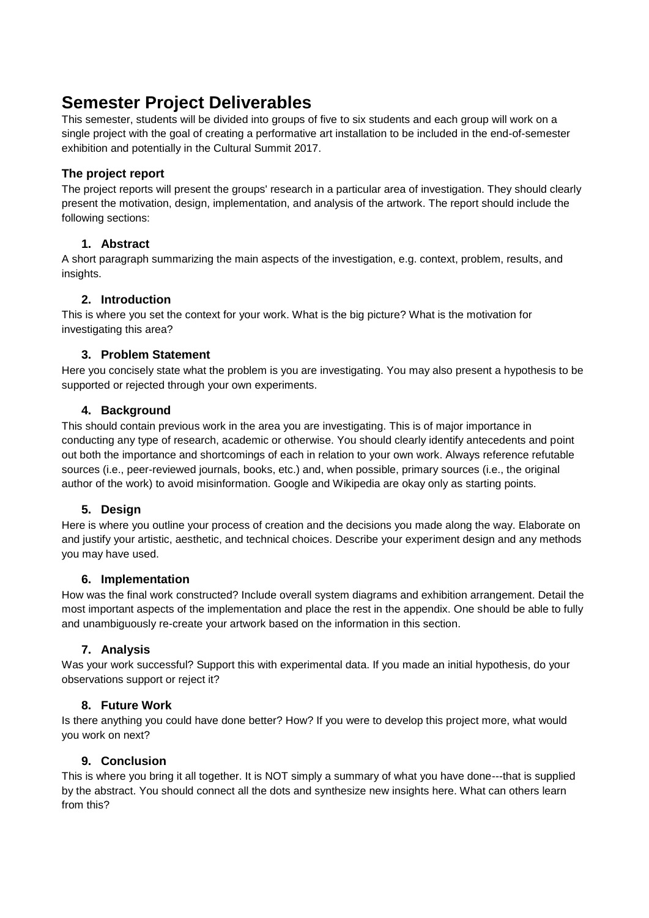# Semester Project Deliverables

This semester, students will be divided into groups of five to six students and each group will work on a single project with the goal of creating a performative art installation to be included in the end-of-semester exhibition and potentially in the Cultural Summit 2017.

## The project report

The project reports will present the groups' research in a particular area of investigation. They should clearly present the motivation, design, implementation, and analysis of the artwork. The report should include the following sections:

### 1. Abstract

A short paragraph summarizing the main aspects of the investigation, e.g. context, problem, results, and insights.

### 2. Introduction

This is where you set the context for your work. What is the big picture? What is the motivation for investigating this area?

### 3. Problem Statement

Here you concisely state what the problem is you are investigating. You may also present a hypothesis to be supported or rejected through your own experiments.

### 4. Background

This should contain previous work in the area you are investigating. This is of major importance in conducting any type of research, academic or otherwise. You should clearly identify antecedents and point out both the importance and shortcomings of each in relation to your own work. Always reference refutable sources (i.e., peer-reviewed journals, books, etc.) and, when possible, primary sources (i.e., the original author of the work) to avoid misinformation. Google and Wikipedia are okay only as starting points.

### 5. Design

Here is where you outline your process of creation and the decisions you made along the way. Elaborate on and justify your artistic, aesthetic, and technical choices. Describe your experiment design and any methods you may have used.

### 6. Implementation

How was the final work constructed? Include overall system diagrams and exhibition arrangement. Detail the most important aspects of the implementation and place the rest in the appendix. One should be able to fully and unambiguously re-create your artwork based on the information in this section.

### 7. Analysis

Was your work successful? Support this with experimental data. If you made an initial hypothesis, do your observations support or reject it?

### 8. Future Work

Is there anything you could have done better? How? If you were to develop this project more, what would you work on next?

### 9. Conclusion

This is where you bring it all together. It is NOT simply a summary of what you have done---that is supplied by the abstract. You should connect all the dots and synthesize new insights here. What can others learn from this?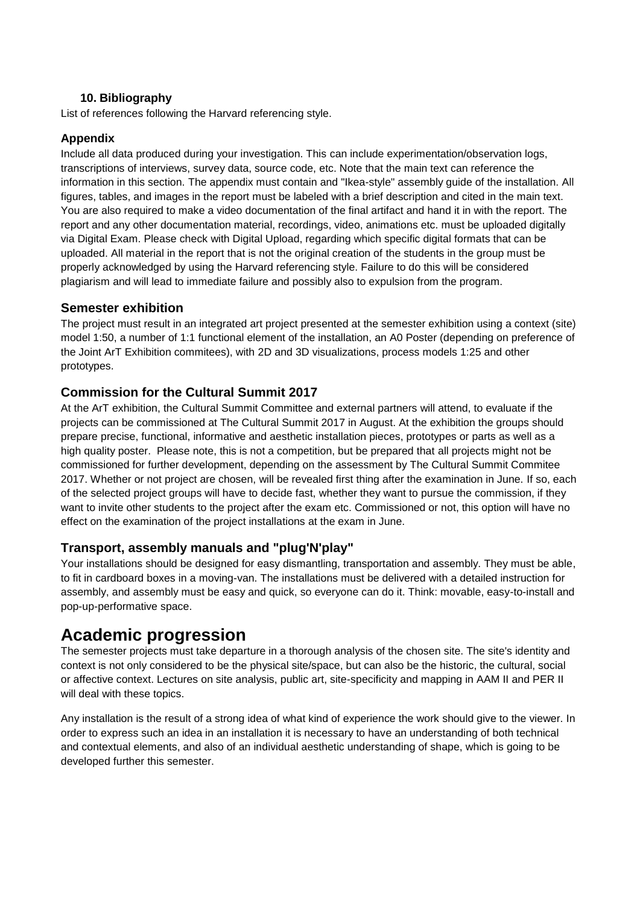### 10. Bibliography

List of references following the Harvard referencing style.

### Appendix

Include all data produced during your investigation. This can include experimentation/observation logs, transcriptions of interviews, survey data, source code, etc. Note that the main text can reference the information in this section. The appendix must contain and "Ikea-style" assembly guide of the installation. All figures, tables, and images in the report must be labeled with a brief description and cited in the main text. You are also required to make a video documentation of the final artifact and hand it in with the report. The report and any other documentation material, recordings, video, animations etc. must be uploaded digitally via Digital Exam. Please check with Digital Upload, regarding which specific digital formats that can be uploaded. All material in the report that is not the original creation of the students in the group must be properly acknowledged by using the Harvard referencing style. Failure to do this will be considered plagiarism and will lead to immediate failure and possibly also to expulsion from the program.

## Semester exhibition

The project must result in an integrated art project presented at the semester exhibition using a context (site) model 1:50, a number of 1:1 functional element of the installation, an A0 Poster (depending on preference of the Joint ArT Exhibition commitees), with 2D and 3D visualizations, process models 1:25 and other prototypes.

## Commission for the Cultural Summit 2017

At the ArT exhibition, the Cultural Summit Committee and external partners will attend, to evaluate if the projects can be commissioned at The Cultural Summit 2017 in August. At the exhibition the groups should prepare precise, functional, informative and aesthetic installation pieces, prototypes or parts as well as a high quality poster. Please note, this is not a competition, but be prepared that all projects might not be commissioned for further development, depending on the assessment by The Cultural Summit Commitee 2017. Whether or not project are chosen, will be revealed first thing after the examination in June. If so, each of the selected project groups will have to decide fast, whether they want to pursue the commission, if they want to invite other students to the project after the exam etc. Commissioned or not, this option will have no effect on the examination of the project installations at the exam in June.

## Transport, assembly manuals and "plug'N'play"

Your installations should be designed for easy dismantling, transportation and assembly. They must be able, to fit in cardboard boxes in a moving-van. The installations must be delivered with a detailed instruction for assembly, and assembly must be easy and quick, so everyone can do it. Think: movable, easy-to-install and pop-up-performative space.

# Academic progression

The semester projects must take departure in a thorough analysis of the chosen site. The site's identity and context is not only considered to be the physical site/space, but can also be the historic, the cultural, social or affective context. Lectures on site analysis, public art, site-specificity and mapping in AAM II and PER II will deal with these topics.

Any installation is the result of a strong idea of what kind of experience the work should give to the viewer. In order to express such an idea in an installation it is necessary to have an understanding of both technical and contextual elements, and also of an individual aesthetic understanding of shape, which is going to be developed further this semester.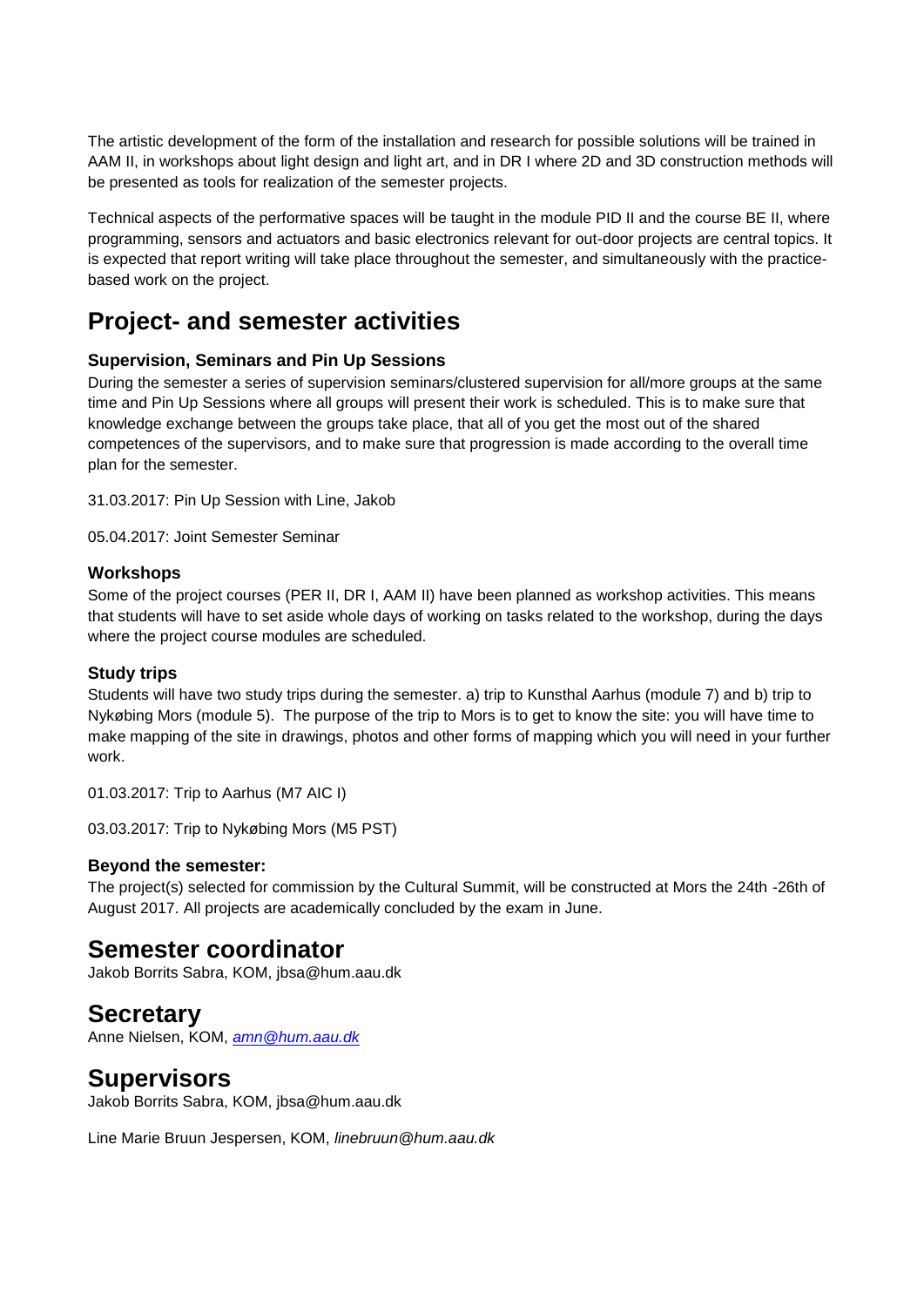The artistic development of the form of the installation and research for possible solutions will be trained in AAM II, in workshops about light design and light art, and in DR I where 2D and 3D construction methods will be presented as tools for realization of the semester projects.

Technical aspects of the performative spaces will be taught in the module PID II and the course BE II, where programming, sensors and actuators and basic electronics relevant for out-door projects are central topics. It is expected that report writing will take place throughout the semester, and simultaneously with the practice-based work on the project.

# Project- and semester activities

### Supervision, Seminars and Pin Up Sessions

During the semester a series of supervision seminars/clustered supervision for all/more groups at the same time and Pin Up Sessions where all groups will present their work is scheduled. This is to make sure that knowledge exchange between the groups take place, that all of you get the most out of the shared competences of the supervisors, and to make sure that progression is made according to the overall time plan for the semester.

31.03.2017: Pin Up Session with Line, Jakob

05.04.2017: Joint Semester Seminar

### Workshops

Some of the project courses (PER II, DR I, AAM II) have been planned as workshop activities. This means that students will have to set aside whole days of working on tasks related to the workshop, during the days where the project course modules are scheduled.

### Study trips

Students will have two study trips during the semester. a) trip to Kunsthal Aarhus (module 7) and b) trip to Nykøbing Mors (module 5). The purpose of the trip to Mors is to get to know the site: you will have time to make mapping of the site in drawings, photos and other forms of mapping which you will need in your further work.

01.03.2017: Trip to Aarhus (M7 AIC I)

03.03.2017: Trip to Nykøbing Mors (M5 PST)

### Beyond the semester:

The project(s) selected for commission by the Cultural Summit, will be constructed at Mors the 24th -26th of August 2017. All projects are academically concluded by the exam in June.

# Semester coordinator

Jakob Borrits Sabra, KOM, jbsa@hum.aau.dk

# Secretary

Anne Nielsen, KOM, *amn@hum.aau.dk*

# Supervisors

Jakob Borrits Sabra, KOM, jbsa@hum.aau.dk

Line Marie Bruun Jespersen, KOM, *linebruun@hum.aau.dk*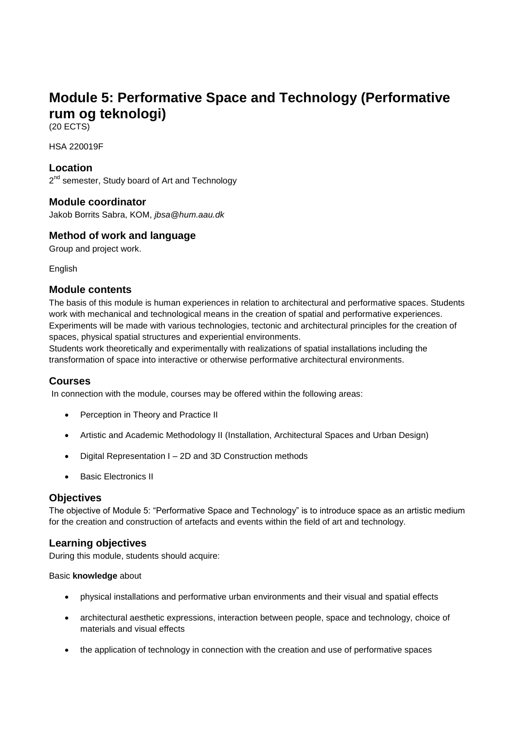# Module 5: Performative Space and Technology (Performative rum og teknologi)

(20 ECTS)

HSA 220019F

## Location

2nd semester, Study board of Art and Technology

## Module coordinator

Jakob Borrits Sabra, KOM, *jbsa@hum.aau.dk*

## Method of work and language

Group and project work.

English

## Module contents

The basis of this module is human experiences in relation to architectural and performative spaces. Students work with mechanical and technological means in the creation of spatial and performative experiences. Experiments will be made with various technologies, tectonic and architectural principles for the creation of spaces, physical spatial structures and experiential environments.
Students work theoretically and experimentally with realizations of spatial installations including the transformation of space into interactive or otherwise performative architectural environments.

## Courses

In connection with the module, courses may be offered within the following areas:

- Perception in Theory and Practice II
- Artistic and Academic Methodology II (Installation, Architectural Spaces and Urban Design)
- Digital Representation I – 2D and 3D Construction methods
- Basic Electronics II

## Objectives

The objective of Module 5: "Performative Space and Technology" is to introduce space as an artistic medium for the creation and construction of artefacts and events within the field of art and technology.

## Learning objectives

During this module, students should acquire:

Basic **knowledge** about

- physical installations and performative urban environments and their visual and spatial effects
- architectural aesthetic expressions, interaction between people, space and technology, choice of materials and visual effects
- the application of technology in connection with the creation and use of performative spaces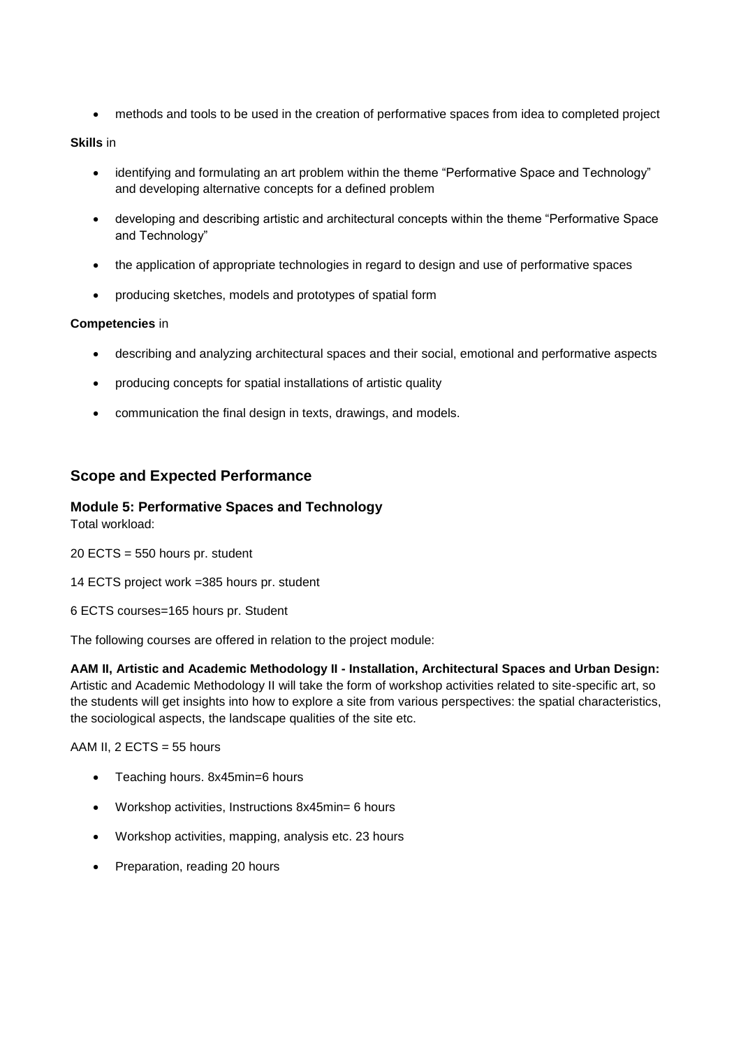- methods and tools to be used in the creation of performative spaces from idea to completed project

**Skills** in

- identifying and formulating an art problem within the theme "Performative Space and Technology" and developing alternative concepts for a defined problem
- developing and describing artistic and architectural concepts within the theme "Performative Space and Technology"
- the application of appropriate technologies in regard to design and use of performative spaces
- producing sketches, models and prototypes of spatial form

**Competencies** in

- describing and analyzing architectural spaces and their social, emotional and performative aspects
- producing concepts for spatial installations of artistic quality
- communication the final design in texts, drawings, and models.

## Scope and Expected Performance

### Module 5: Performative Spaces and Technology

Total workload:

20 ECTS = 550 hours pr. student

14 ECTS project work =385 hours pr. student

6 ECTS courses=165 hours pr. Student

The following courses are offered in relation to the project module:

**AAM II, Artistic and Academic Methodology II - Installation, Architectural Spaces and Urban Design:** Artistic and Academic Methodology II will take the form of workshop activities related to site-specific art, so the students will get insights into how to explore a site from various perspectives: the spatial characteristics, the sociological aspects, the landscape qualities of the site etc.

AAM II, 2 ECTS = 55 hours

- Teaching hours. 8x45min=6 hours
- Workshop activities, Instructions 8x45min= 6 hours
- Workshop activities, mapping, analysis etc. 23 hours
- Preparation, reading 20 hours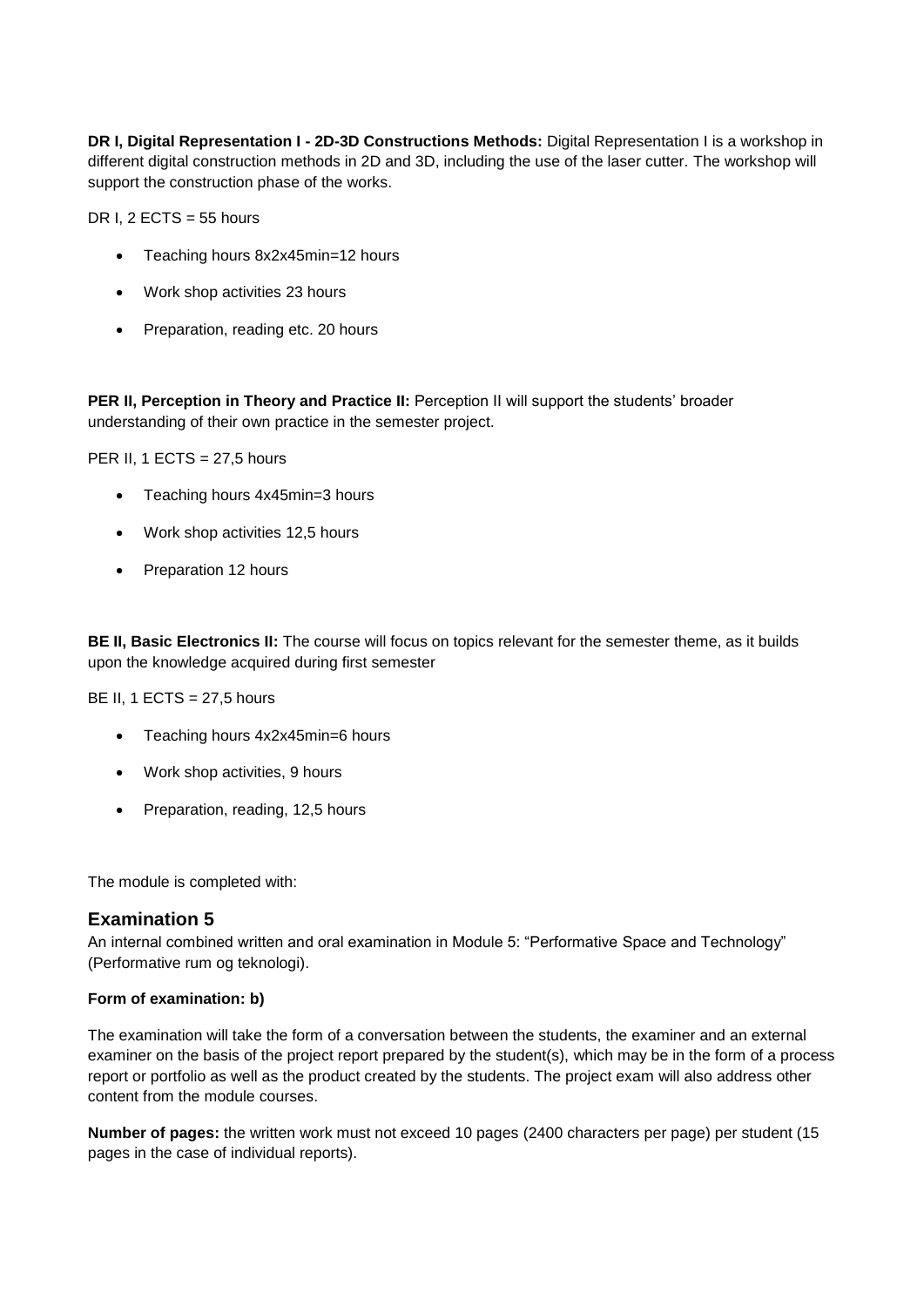**DR I, Digital Representation I - 2D-3D Constructions Methods:** Digital Representation I is a workshop in different digital construction methods in 2D and 3D, including the use of the laser cutter. The workshop will support the construction phase of the works.

DR I, 2 ECTS = 55 hours

- Teaching hours 8x2x45min=12 hours
- Work shop activities 23 hours
- Preparation, reading etc. 20 hours

**PER II, Perception in Theory and Practice II:** Perception II will support the students' broader understanding of their own practice in the semester project.

PER II, 1 ECTS = 27,5 hours

- Teaching hours 4x45min=3 hours
- Work shop activities 12,5 hours
- Preparation 12 hours

**BE II, Basic Electronics II:** The course will focus on topics relevant for the semester theme, as it builds upon the knowledge acquired during first semester

BE II, 1 ECTS = 27,5 hours

- Teaching hours 4x2x45min=6 hours
- Work shop activities, 9 hours
- Preparation, reading, 12,5 hours

The module is completed with:

## Examination 5

An internal combined written and oral examination in Module 5: "Performative Space and Technology" (Performative rum og teknologi).

**Form of examination: b)**

The examination will take the form of a conversation between the students, the examiner and an external examiner on the basis of the project report prepared by the student(s), which may be in the form of a process report or portfolio as well as the product created by the students. The project exam will also address other content from the module courses.

**Number of pages:** the written work must not exceed 10 pages (2400 characters per page) per student (15 pages in the case of individual reports).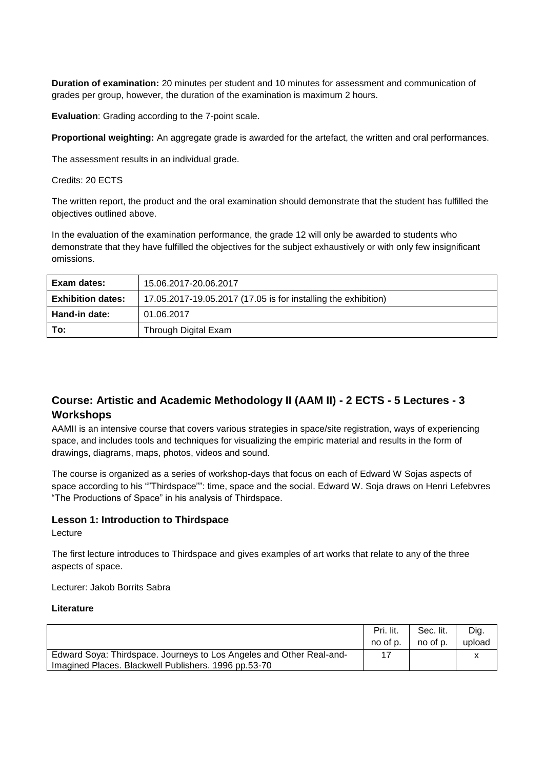**Duration of examination:** 20 minutes per student and 10 minutes for assessment and communication of grades per group, however, the duration of the examination is maximum 2 hours.

**Evaluation**: Grading according to the 7-point scale.

**Proportional weighting:** An aggregate grade is awarded for the artefact, the written and oral performances.

The assessment results in an individual grade.

Credits: 20 ECTS

The written report, the product and the oral examination should demonstrate that the student has fulfilled the objectives outlined above.

In the evaluation of the examination performance, the grade 12 will only be awarded to students who demonstrate that they have fulfilled the objectives for the subject exhaustively or with only few insignificant omissions.

| **Exam dates:** | 15.06.2017-20.06.2017 |
|---|---|
| **Exhibition dates:** | 17.05.2017-19.05.2017 (17.05 is for installing the exhibition) |
| **Hand-in date:** | 01.06.2017 |
| **To:** | Through Digital Exam |

## Course: Artistic and Academic Methodology II (AAM II) - 2 ECTS - 5 Lectures - 3 Workshops

AAMII is an intensive course that covers various strategies in space/site registration, ways of experiencing space, and includes tools and techniques for visualizing the empiric material and results in the form of drawings, diagrams, maps, photos, videos and sound.

The course is organized as a series of workshop-days that focus on each of Edward W Sojas aspects of space according to his ""Thirdspace"": time, space and the social. Edward W. Soja draws on Henri Lefebvres "The Productions of Space" in his analysis of Thirdspace.

### Lesson 1: Introduction to Thirdspace

Lecture

The first lecture introduces to Thirdspace and gives examples of art works that relate to any of the three aspects of space.

Lecturer: Jakob Borrits Sabra

**Literature**

| | Pri. lit. no of p. | Sec. lit. no of p. | Dig. upload |
|---|---|---|---|
| Edward Soya: Thirdspace. Journeys to Los Angeles and Other Real-and-Imagined Places. Blackwell Publishers. 1996 pp.53-70 | 17 | | x |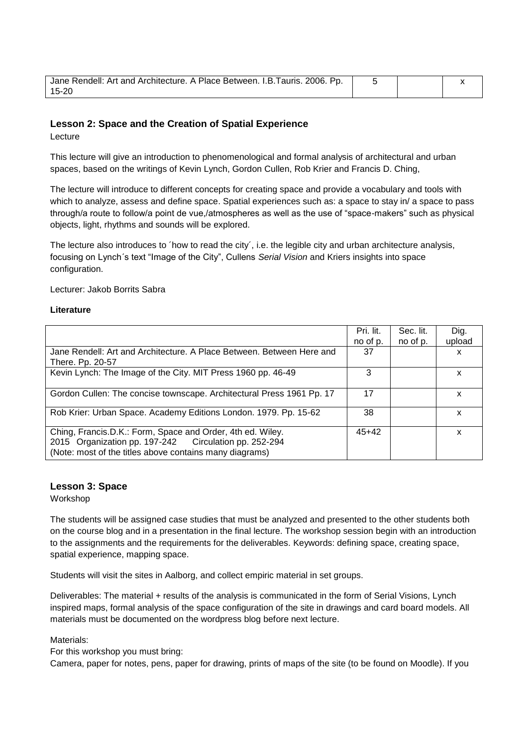| | | | |
|---|---|---|---|
| Jane Rendell: Art and Architecture. A Place Between. I.B.Tauris. 2006. Pp. 15-20 | 5 | | x |

### Lesson 2: Space and the Creation of Spatial Experience

Lecture

This lecture will give an introduction to phenomenological and formal analysis of architectural and urban spaces, based on the writings of Kevin Lynch, Gordon Cullen, Rob Krier and Francis D. Ching,

The lecture will introduce to different concepts for creating space and provide a vocabulary and tools with which to analyze, assess and define space. Spatial experiences such as: a space to stay in/ a space to pass through/a route to follow/a point de vue,/atmospheres as well as the use of "space-makers" such as physical objects, light, rhythms and sounds will be explored.

The lecture also introduces to ´how to read the city´, i.e. the legible city and urban architecture analysis, focusing on Lynch´s text "Image of the City", Cullens *Serial Vision* and Kriers insights into space configuration.

Lecturer: Jakob Borrits Sabra

**Literature**

| | Pri. lit. no of p. | Sec. lit. no of p. | Dig. upload |
|---|---|---|---|
| Jane Rendell: Art and Architecture. A Place Between. Between Here and There. Pp. 20-57 | 37 | | x |
| Kevin Lynch: The Image of the City. MIT Press 1960 pp. 46-49 | 3 | | x |
| Gordon Cullen: The concise townscape. Architectural Press 1961 Pp. 17 | 17 | | x |
| Rob Krier: Urban Space. Academy Editions London. 1979. Pp. 15-62 | 38 | | x |
| Ching, Francis.D.K.: Form, Space and Order, 4th ed. Wiley. 2015 Organization pp. 197-242 Circulation pp. 252-294 (Note: most of the titles above contains many diagrams) | 45+42 | | x |

### Lesson 3: Space

Workshop

The students will be assigned case studies that must be analyzed and presented to the other students both on the course blog and in a presentation in the final lecture. The workshop session begin with an introduction to the assignments and the requirements for the deliverables. Keywords: defining space, creating space, spatial experience, mapping space.

Students will visit the sites in Aalborg, and collect empiric material in set groups.

Deliverables: The material + results of the analysis is communicated in the form of Serial Visions, Lynch inspired maps, formal analysis of the space configuration of the site in drawings and card board models. All materials must be documented on the wordpress blog before next lecture.

Materials:

For this workshop you must bring:

Camera, paper for notes, pens, paper for drawing, prints of maps of the site (to be found on Moodle). If you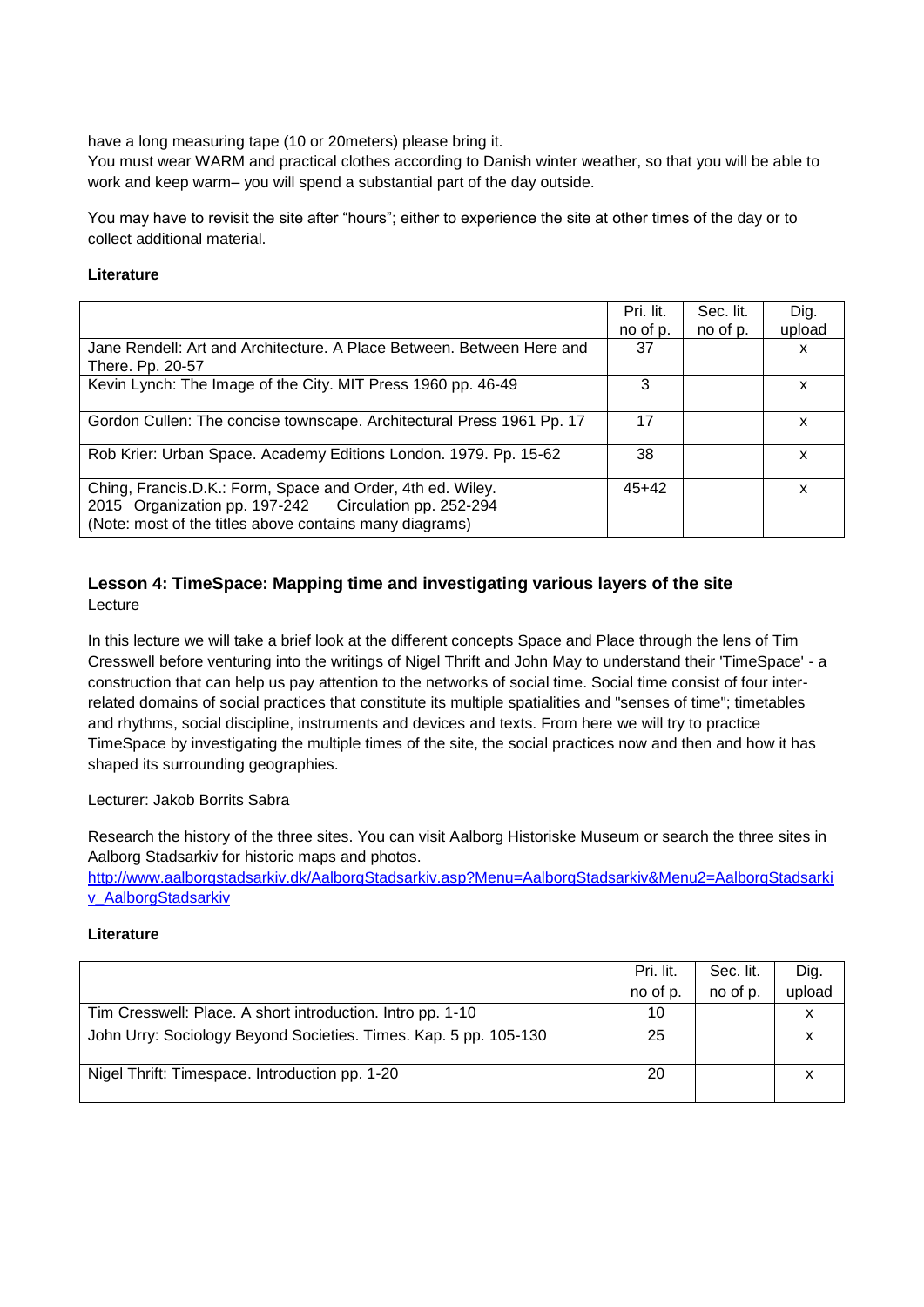have a long measuring tape (10 or 20meters) please bring it.
You must wear WARM and practical clothes according to Danish winter weather, so that you will be able to work and keep warm– you will spend a substantial part of the day outside.

You may have to revisit the site after "hours"; either to experience the site at other times of the day or to collect additional material.

**Literature**

| | Pri. lit. no of p. | Sec. lit. no of p. | Dig. upload |
|---|---|---|---|
| Jane Rendell: Art and Architecture. A Place Between. Between Here and There. Pp. 20-57 | 37 | | x |
| Kevin Lynch: The Image of the City. MIT Press 1960 pp. 46-49 | 3 | | x |
| Gordon Cullen: The concise townscape. Architectural Press 1961 Pp. 17 | 17 | | x |
| Rob Krier: Urban Space. Academy Editions London. 1979. Pp. 15-62 | 38 | | x |
| Ching, Francis.D.K.: Form, Space and Order, 4th ed. Wiley. 2015 Organization pp. 197-242 Circulation pp. 252-294 (Note: most of the titles above contains many diagrams) | 45+42 | | x |

### Lesson 4: TimeSpace: Mapping time and investigating various layers of the site

Lecture

In this lecture we will take a brief look at the different concepts Space and Place through the lens of Tim Cresswell before venturing into the writings of Nigel Thrift and John May to understand their 'TimeSpace' - a construction that can help us pay attention to the networks of social time. Social time consist of four inter-related domains of social practices that constitute its multiple spatialities and "senses of time"; timetables and rhythms, social discipline, instruments and devices and texts. From here we will try to practice TimeSpace by investigating the multiple times of the site, the social practices now and then and how it has shaped its surrounding geographies.

Lecturer: Jakob Borrits Sabra

Research the history of the three sites. You can visit Aalborg Historiske Museum or search the three sites in Aalborg Stadsarkiv for historic maps and photos.
http://www.aalborgstadsarkiv.dk/AalborgStadsarkiv.asp?Menu=AalborgStadsarkiv&Menu2=AalborgStadsarkiv_AalborgStadsarkiv

**Literature**

| | Pri. lit. no of p. | Sec. lit. no of p. | Dig. upload |
|---|---|---|---|
| Tim Cresswell: Place. A short introduction. Intro pp. 1-10 | 10 | | x |
| John Urry: Sociology Beyond Societies. Times. Kap. 5 pp. 105-130 | 25 | | x |
| Nigel Thrift: Timespace. Introduction pp. 1-20 | 20 | | x |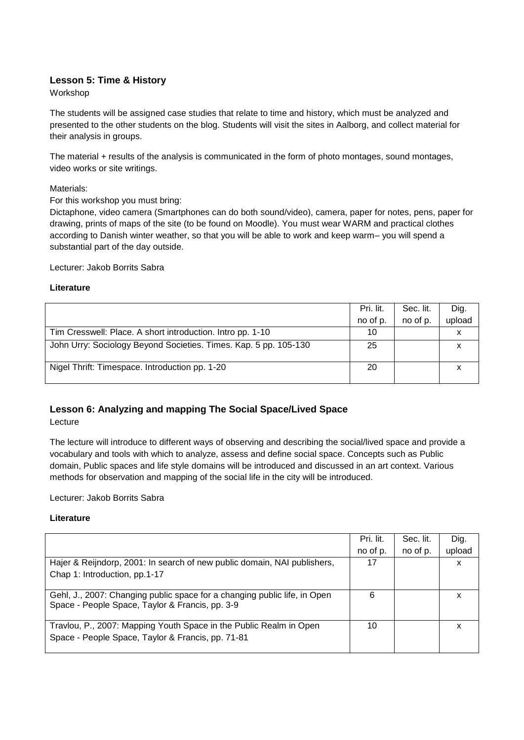### Lesson 5: Time & History

Workshop

The students will be assigned case studies that relate to time and history, which must be analyzed and presented to the other students on the blog. Students will visit the sites in Aalborg, and collect material for their analysis in groups.

The material + results of the analysis is communicated in the form of photo montages, sound montages, video works or site writings.

Materials:

For this workshop you must bring:

Dictaphone, video camera (Smartphones can do both sound/video), camera, paper for notes, pens, paper for drawing, prints of maps of the site (to be found on Moodle). You must wear WARM and practical clothes according to Danish winter weather, so that you will be able to work and keep warm– you will spend a substantial part of the day outside.

Lecturer: Jakob Borrits Sabra

**Literature**

| | Pri. lit. no of p. | Sec. lit. no of p. | Dig. upload |
|---|---|---|---|
| Tim Cresswell: Place. A short introduction. Intro pp. 1-10 | 10 | | x |
| John Urry: Sociology Beyond Societies. Times. Kap. 5 pp. 105-130 | 25 | | x |
| Nigel Thrift: Timespace. Introduction pp. 1-20 | 20 | | x |

### Lesson 6: Analyzing and mapping The Social Space/Lived Space

Lecture

The lecture will introduce to different ways of observing and describing the social/lived space and provide a vocabulary and tools with which to analyze, assess and define social space. Concepts such as Public domain, Public spaces and life style domains will be introduced and discussed in an art context. Various methods for observation and mapping of the social life in the city will be introduced.

Lecturer: Jakob Borrits Sabra

**Literature**

| | Pri. lit. no of p. | Sec. lit. no of p. | Dig. upload |
|---|---|---|---|
| Hajer & Reijndorp, 2001: In search of new public domain, NAI publishers, Chap 1: Introduction, pp.1-17 | 17 | | x |
| Gehl, J., 2007: Changing public space for a changing public life, in Open Space - People Space, Taylor & Francis, pp. 3-9 | 6 | | x |
| Travlou, P., 2007: Mapping Youth Space in the Public Realm in Open Space - People Space, Taylor & Francis, pp. 71-81 | 10 | | x |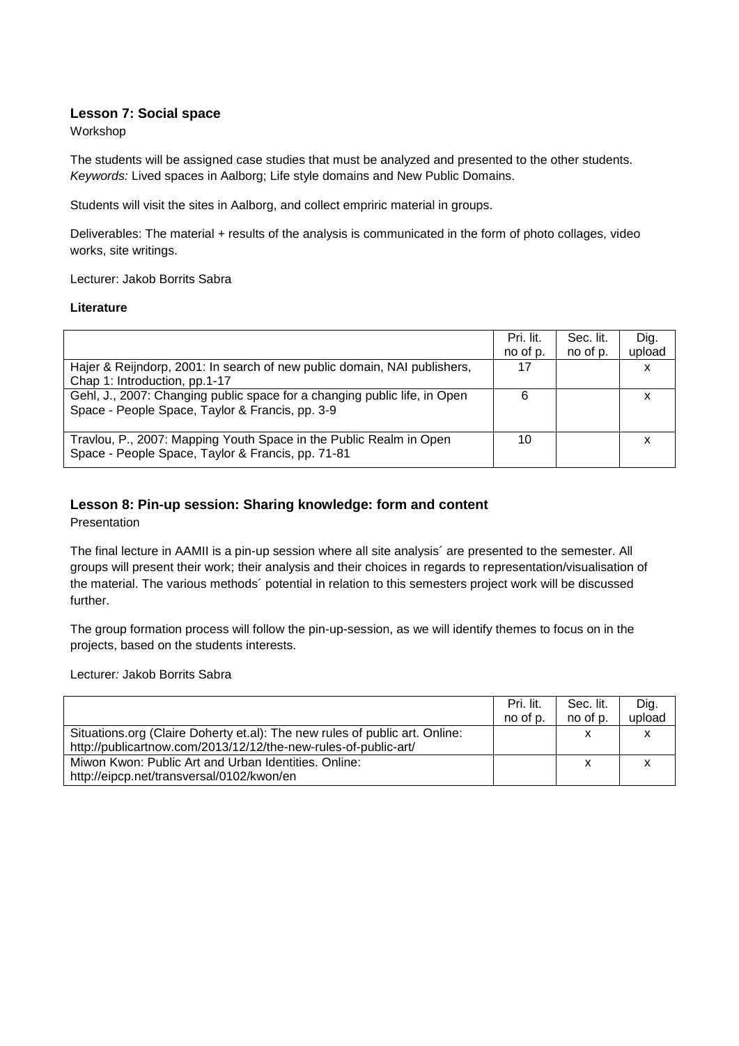### Lesson 7: Social space

Workshop

The students will be assigned case studies that must be analyzed and presented to the other students. *Keywords:* Lived spaces in Aalborg; Life style domains and New Public Domains.

Students will visit the sites in Aalborg, and collect empriric material in groups.

Deliverables: The material + results of the analysis is communicated in the form of photo collages, video works, site writings.

Lecturer: Jakob Borrits Sabra

**Literature**

| | Pri. lit. no of p. | Sec. lit. no of p. | Dig. upload |
|---|---|---|---|
| Hajer & Reijndorp, 2001: In search of new public domain, NAI publishers, Chap 1: Introduction, pp.1-17 | 17 | | x |
| Gehl, J., 2007: Changing public space for a changing public life, in Open Space - People Space, Taylor & Francis, pp. 3-9 | 6 | | x |
| Travlou, P., 2007: Mapping Youth Space in the Public Realm in Open Space - People Space, Taylor & Francis, pp. 71-81 | 10 | | x |

### Lesson 8: Pin-up session: Sharing knowledge: form and content

Presentation

The final lecture in AAMII is a pin-up session where all site analysis´ are presented to the semester. All groups will present their work; their analysis and their choices in regards to representation/visualisation of the material. The various methods´ potential in relation to this semesters project work will be discussed further.

The group formation process will follow the pin-up-session, as we will identify themes to focus on in the projects, based on the students interests.

Lecturer*:* Jakob Borrits Sabra

| | Pri. lit. no of p. | Sec. lit. no of p. | Dig. upload |
|---|---|---|---|
| Situations.org (Claire Doherty et.al): The new rules of public art. Online: http://publicartnow.com/2013/12/12/the-new-rules-of-public-art/ | | x | x |
| Miwon Kwon: Public Art and Urban Identities. Online: http://eipcp.net/transversal/0102/kwon/en | | x | x |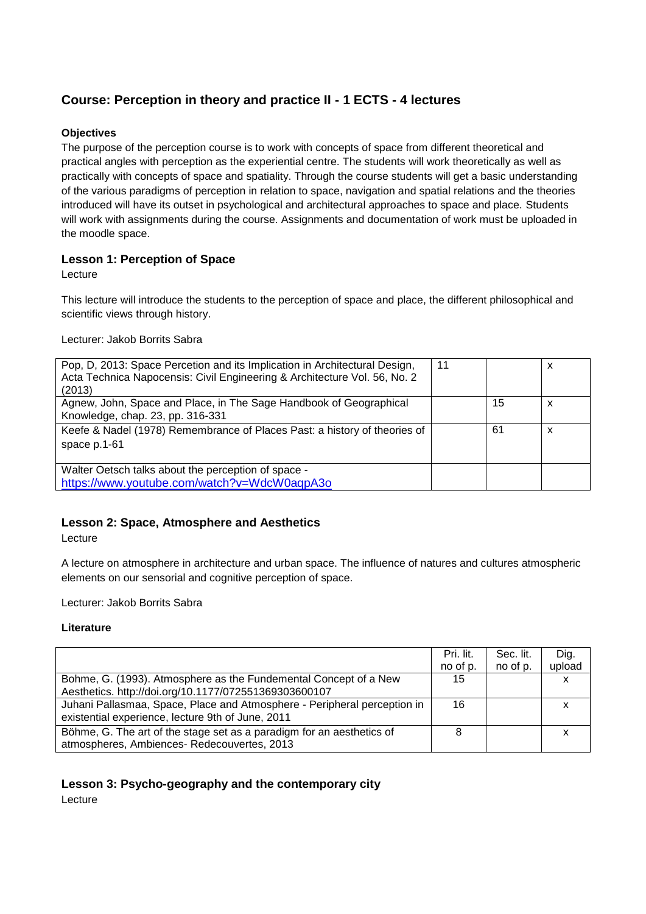## Course: Perception in theory and practice II - 1 ECTS - 4 lectures

**Objectives**

The purpose of the perception course is to work with concepts of space from different theoretical and practical angles with perception as the experiential centre. The students will work theoretically as well as practically with concepts of space and spatiality. Through the course students will get a basic understanding of the various paradigms of perception in relation to space, navigation and spatial relations and the theories introduced will have its outset in psychological and architectural approaches to space and place. Students will work with assignments during the course. Assignments and documentation of work must be uploaded in the moodle space.

### Lesson 1: Perception of Space

Lecture

This lecture will introduce the students to the perception of space and place, the different philosophical and scientific views through history.

Lecturer: Jakob Borrits Sabra

| | | | |
|---|---|---|---|
| Pop, D, 2013: Space Percetion and its Implication in Architectural Design, Acta Technica Napocensis: Civil Engineering & Architecture Vol. 56, No. 2 (2013) | 11 | | x |
| Agnew, John, Space and Place, in The Sage Handbook of Geographical Knowledge, chap. 23, pp. 316-331 | | 15 | x |
| Keefe & Nadel (1978) Remembrance of Places Past: a history of theories of space p.1-61 | | 61 | x |
| Walter Oetsch talks about the perception of space - https://www.youtube.com/watch?v=WdcW0aqpA3o | | | |

### Lesson 2: Space, Atmosphere and Aesthetics

Lecture

A lecture on atmosphere in architecture and urban space. The influence of natures and cultures atmospheric elements on our sensorial and cognitive perception of space.

Lecturer: Jakob Borrits Sabra

**Literature**

| | Pri. lit. no of p. | Sec. lit. no of p. | Dig. upload |
|---|---|---|---|
| Bohme, G. (1993). Atmosphere as the Fundemental Concept of a New Aesthetics. http://doi.org/10.1177/072551369303600107 | 15 | | x |
| Juhani Pallasmaa, Space, Place and Atmosphere - Peripheral perception in existential experience, lecture 9th of June, 2011 | 16 | | x |
| Böhme, G. The art of the stage set as a paradigm for an aesthetics of atmospheres, Ambiences- Redecouvertes, 2013 | 8 | | x |

### Lesson 3: Psycho-geography and the contemporary city

Lecture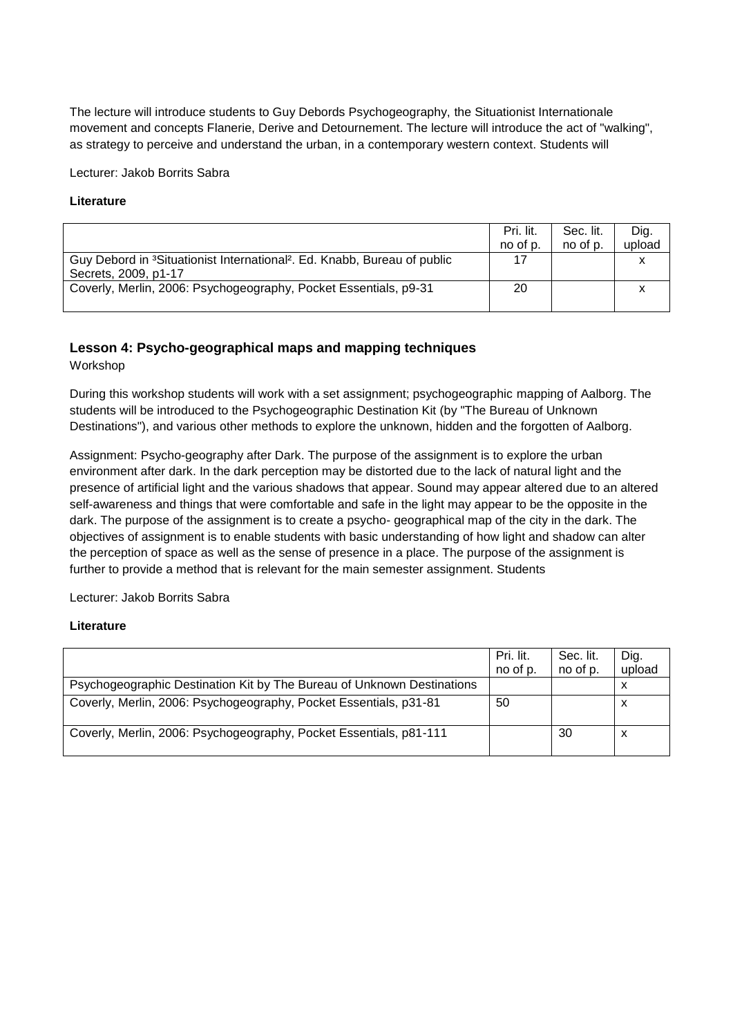The lecture will introduce students to Guy Debords Psychogeography, the Situationist Internationale movement and concepts Flanerie, Derive and Detournement. The lecture will introduce the act of "walking", as strategy to perceive and understand the urban, in a contemporary western context. Students will

Lecturer: Jakob Borrits Sabra

**Literature**

| | Pri. lit. no of p. | Sec. lit. no of p. | Dig. upload |
|---|---|---|---|
| Guy Debord in ³Situationist International². Ed. Knabb, Bureau of public Secrets, 2009, p1-17 | 17 | | x |
| Coverly, Merlin, 2006: Psychogeography, Pocket Essentials, p9-31 | 20 | | x |

### Lesson 4: Psycho-geographical maps and mapping techniques

Workshop

During this workshop students will work with a set assignment; psychogeographic mapping of Aalborg. The students will be introduced to the Psychogeographic Destination Kit (by "The Bureau of Unknown Destinations"), and various other methods to explore the unknown, hidden and the forgotten of Aalborg.

Assignment: Psycho-geography after Dark. The purpose of the assignment is to explore the urban environment after dark. In the dark perception may be distorted due to the lack of natural light and the presence of artificial light and the various shadows that appear. Sound may appear altered due to an altered self-awareness and things that were comfortable and safe in the light may appear to be the opposite in the dark. The purpose of the assignment is to create a psycho- geographical map of the city in the dark. The objectives of assignment is to enable students with basic understanding of how light and shadow can alter the perception of space as well as the sense of presence in a place. The purpose of the assignment is further to provide a method that is relevant for the main semester assignment. Students

Lecturer: Jakob Borrits Sabra

**Literature**

| | Pri. lit. no of p. | Sec. lit. no of p. | Dig. upload |
|---|---|---|---|
| Psychogeographic Destination Kit by The Bureau of Unknown Destinations | | | x |
| Coverly, Merlin, 2006: Psychogeography, Pocket Essentials, p31-81 | 50 | | x |
| Coverly, Merlin, 2006: Psychogeography, Pocket Essentials, p81-111 | | 30 | x |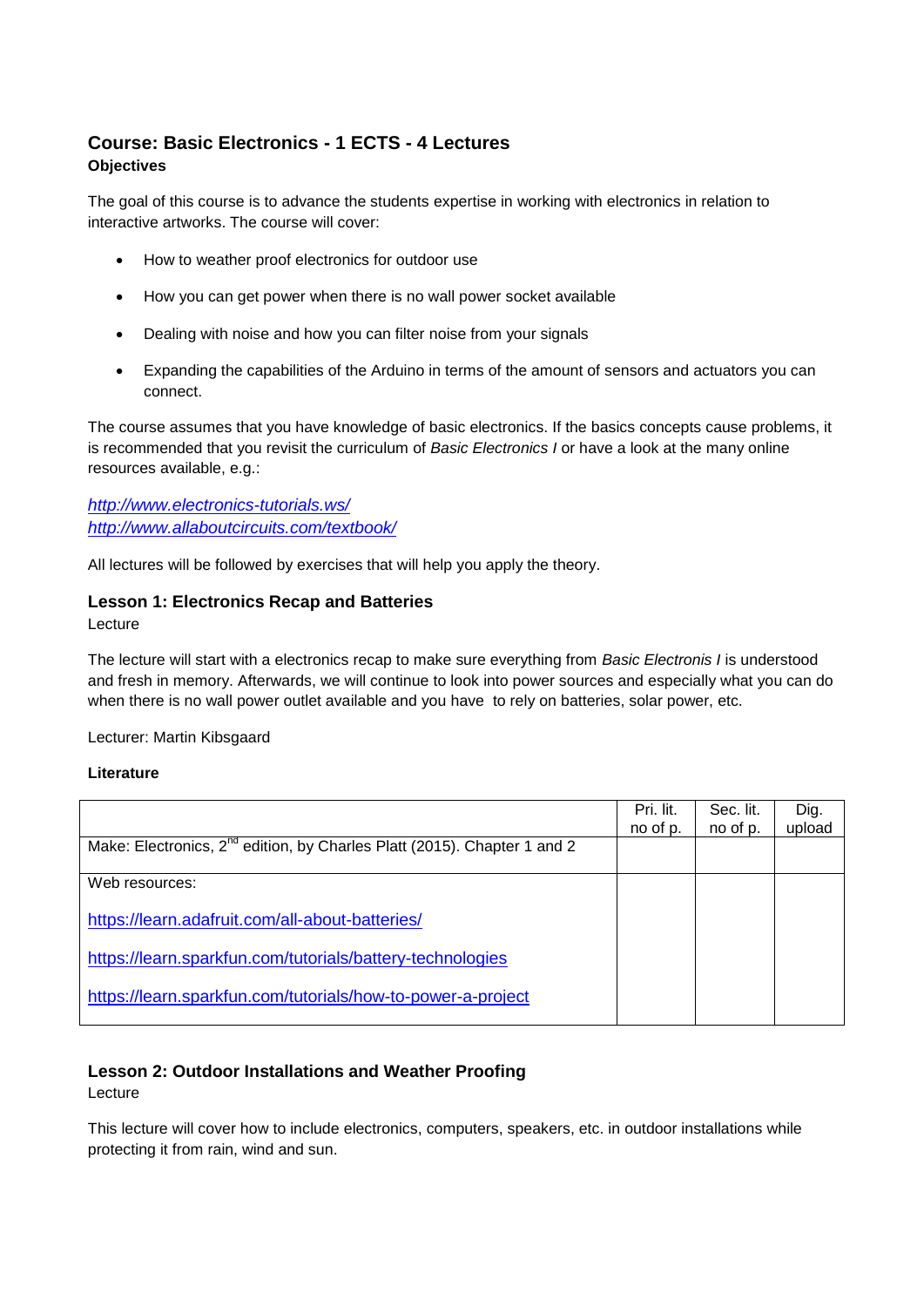## Course: Basic Electronics - 1 ECTS - 4 Lectures

**Objectives**

The goal of this course is to advance the students expertise in working with electronics in relation to interactive artworks. The course will cover:

- How to weather proof electronics for outdoor use
- How you can get power when there is no wall power socket available
- Dealing with noise and how you can filter noise from your signals
- Expanding the capabilities of the Arduino in terms of the amount of sensors and actuators you can connect.

The course assumes that you have knowledge of basic electronics. If the basics concepts cause problems, it is recommended that you revisit the curriculum of *Basic Electronics I* or have a look at the many online resources available, e.g.:

*http://www.electronics-tutorials.ws/*
*http://www.allaboutcircuits.com/textbook/*

All lectures will be followed by exercises that will help you apply the theory.

### Lesson 1: Electronics Recap and Batteries

Lecture

The lecture will start with a electronics recap to make sure everything from *Basic Electronis I* is understood and fresh in memory. Afterwards, we will continue to look into power sources and especially what you can do when there is no wall power outlet available and you have to rely on batteries, solar power, etc.

Lecturer: Martin Kibsgaard

**Literature**

| | Pri. lit. no of p. | Sec. lit. no of p. | Dig. upload |
|---|---|---|---|
| Make: Electronics, 2nd edition, by Charles Platt (2015). Chapter 1 and 2 | | | |
| Web resources:<br>https://learn.adafruit.com/all-about-batteries/<br>https://learn.sparkfun.com/tutorials/battery-technologies<br>https://learn.sparkfun.com/tutorials/how-to-power-a-project | | | |

### Lesson 2: Outdoor Installations and Weather Proofing

Lecture

This lecture will cover how to include electronics, computers, speakers, etc. in outdoor installations while protecting it from rain, wind and sun.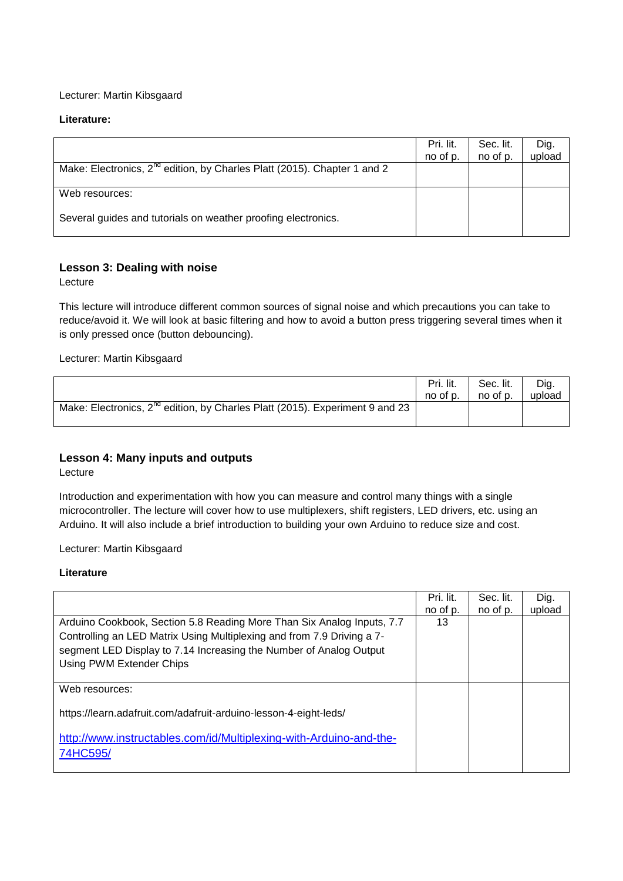Lecturer: Martin Kibsgaard

**Literature:**

| | Pri. lit. no of p. | Sec. lit. no of p. | Dig. upload |
|---|---|---|---|
| Make: Electronics, 2nd edition, by Charles Platt (2015). Chapter 1 and 2 | | | |
| Web resources:<br><br>Several guides and tutorials on weather proofing electronics. | | | |

### Lesson 3: Dealing with noise

Lecture

This lecture will introduce different common sources of signal noise and which precautions you can take to reduce/avoid it. We will look at basic filtering and how to avoid a button press triggering several times when it is only pressed once (button debouncing).

Lecturer: Martin Kibsgaard

| | Pri. lit. no of p. | Sec. lit. no of p. | Dig. upload |
|---|---|---|---|
| Make: Electronics, 2nd edition, by Charles Platt (2015). Experiment 9 and 23 | | | |

### Lesson 4: Many inputs and outputs

Lecture

Introduction and experimentation with how you can measure and control many things with a single microcontroller. The lecture will cover how to use multiplexers, shift registers, LED drivers, etc. using an Arduino. It will also include a brief introduction to building your own Arduino to reduce size and cost.

Lecturer: Martin Kibsgaard

**Literature**

| | Pri. lit. no of p. | Sec. lit. no of p. | Dig. upload |
|---|---|---|---|
| Arduino Cookbook, Section 5.8 Reading More Than Six Analog Inputs, 7.7 Controlling an LED Matrix Using Multiplexing and from 7.9 Driving a 7-segment LED Display to 7.14 Increasing the Number of Analog Output Using PWM Extender Chips | 13 | | |
| Web resources:<br><br>https://learn.adafruit.com/adafruit-arduino-lesson-4-eight-leds/<br><br>http://www.instructables.com/id/Multiplexing-with-Arduino-and-the-74HC595/ | | | |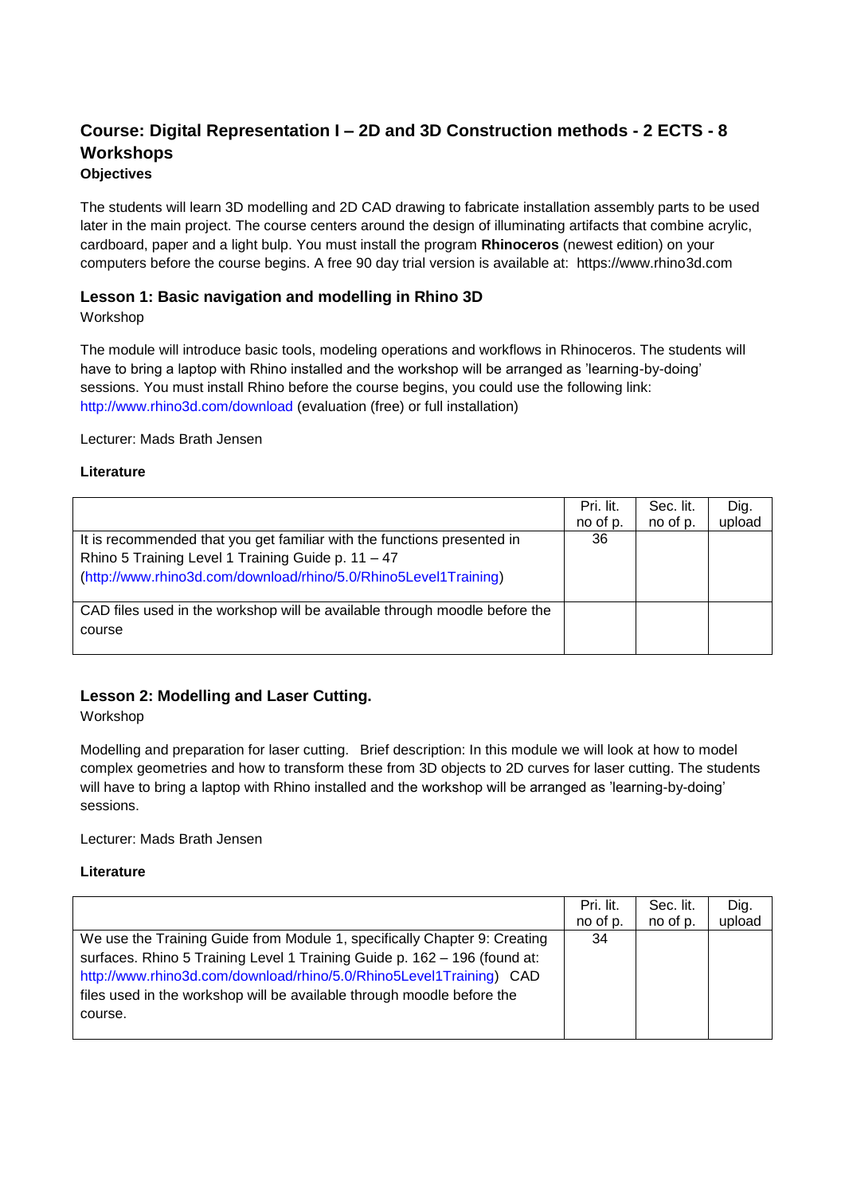## Course: Digital Representation I – 2D and 3D Construction methods - 2 ECTS - 8 Workshops

**Objectives**

The students will learn 3D modelling and 2D CAD drawing to fabricate installation assembly parts to be used later in the main project. The course centers around the design of illuminating artifacts that combine acrylic, cardboard, paper and a light bulp. You must install the program **Rhinoceros** (newest edition) on your computers before the course begins. A free 90 day trial version is available at: https://www.rhino3d.com

### Lesson 1: Basic navigation and modelling in Rhino 3D

Workshop

The module will introduce basic tools, modeling operations and workflows in Rhinoceros. The students will have to bring a laptop with Rhino installed and the workshop will be arranged as 'learning-by-doing' sessions. You must install Rhino before the course begins, you could use the following link: http://www.rhino3d.com/download (evaluation (free) or full installation)

Lecturer: Mads Brath Jensen

**Literature**

| | Pri. lit. no of p. | Sec. lit. no of p. | Dig. upload |
|---|---|---|---|
| It is recommended that you get familiar with the functions presented in Rhino 5 Training Level 1 Training Guide p. 11 – 47 (http://www.rhino3d.com/download/rhino/5.0/Rhino5Level1Training) | 36 | | |
| CAD files used in the workshop will be available through moodle before the course | | | |

### Lesson 2: Modelling and Laser Cutting.

Workshop

Modelling and preparation for laser cutting. Brief description: In this module we will look at how to model complex geometries and how to transform these from 3D objects to 2D curves for laser cutting. The students will have to bring a laptop with Rhino installed and the workshop will be arranged as 'learning-by-doing' sessions.

Lecturer: Mads Brath Jensen

**Literature**

| | Pri. lit. no of p. | Sec. lit. no of p. | Dig. upload |
|---|---|---|---|
| We use the Training Guide from Module 1, specifically Chapter 9: Creating surfaces. Rhino 5 Training Level 1 Training Guide p. 162 – 196 (found at: http://www.rhino3d.com/download/rhino/5.0/Rhino5Level1Training) CAD files used in the workshop will be available through moodle before the course. | 34 | | |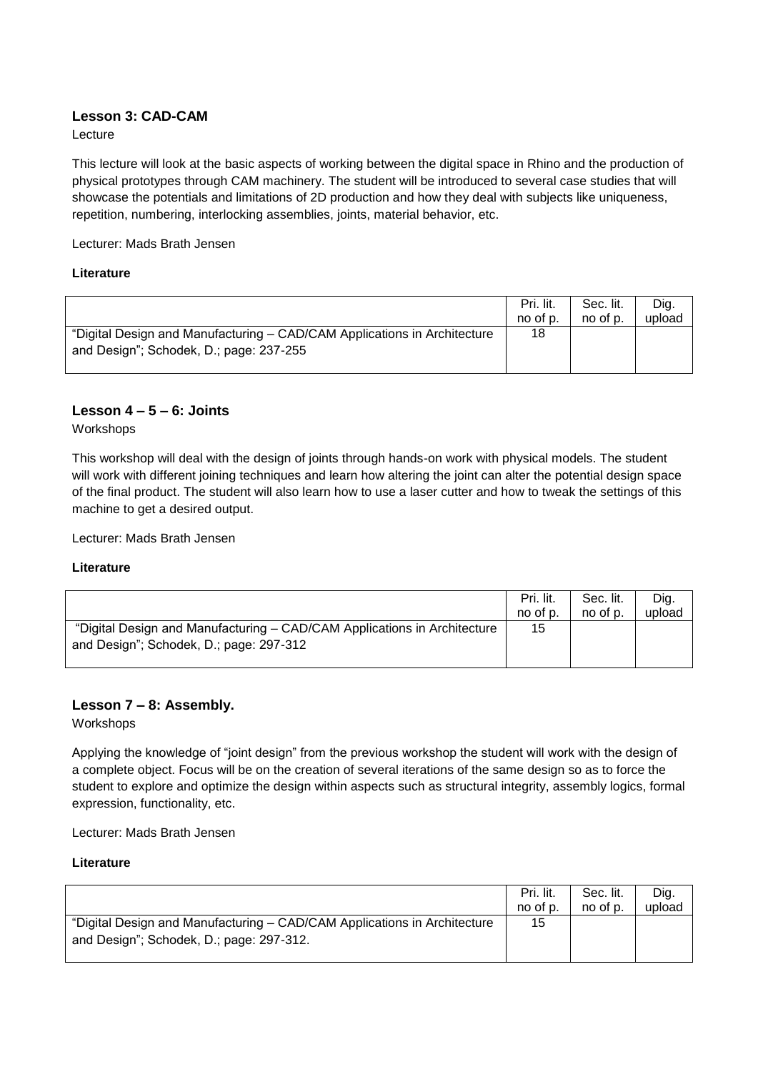### Lesson 3: CAD-CAM

Lecture

This lecture will look at the basic aspects of working between the digital space in Rhino and the production of physical prototypes through CAM machinery. The student will be introduced to several case studies that will showcase the potentials and limitations of 2D production and how they deal with subjects like uniqueness, repetition, numbering, interlocking assemblies, joints, material behavior, etc.

Lecturer: Mads Brath Jensen

**Literature**

| | Pri. lit. no of p. | Sec. lit. no of p. | Dig. upload |
|---|---|---|---|
| “Digital Design and Manufacturing – CAD/CAM Applications in Architecture and Design”; Schodek, D.; page: 237-255 | 18 | | |

### Lesson 4 – 5 – 6: Joints

Workshops

This workshop will deal with the design of joints through hands-on work with physical models. The student will work with different joining techniques and learn how altering the joint can alter the potential design space of the final product. The student will also learn how to use a laser cutter and how to tweak the settings of this machine to get a desired output.

Lecturer: Mads Brath Jensen

**Literature**

| | Pri. lit. no of p. | Sec. lit. no of p. | Dig. upload |
|---|---|---|---|
| “Digital Design and Manufacturing – CAD/CAM Applications in Architecture and Design”; Schodek, D.; page: 297-312 | 15 | | |

### Lesson 7 – 8: Assembly.

Workshops

Applying the knowledge of “joint design” from the previous workshop the student will work with the design of a complete object. Focus will be on the creation of several iterations of the same design so as to force the student to explore and optimize the design within aspects such as structural integrity, assembly logics, formal expression, functionality, etc.

Lecturer: Mads Brath Jensen

**Literature**

| | Pri. lit. no of p. | Sec. lit. no of p. | Dig. upload |
|---|---|---|---|
| “Digital Design and Manufacturing – CAD/CAM Applications in Architecture and Design”; Schodek, D.; page: 297-312. | 15 | | |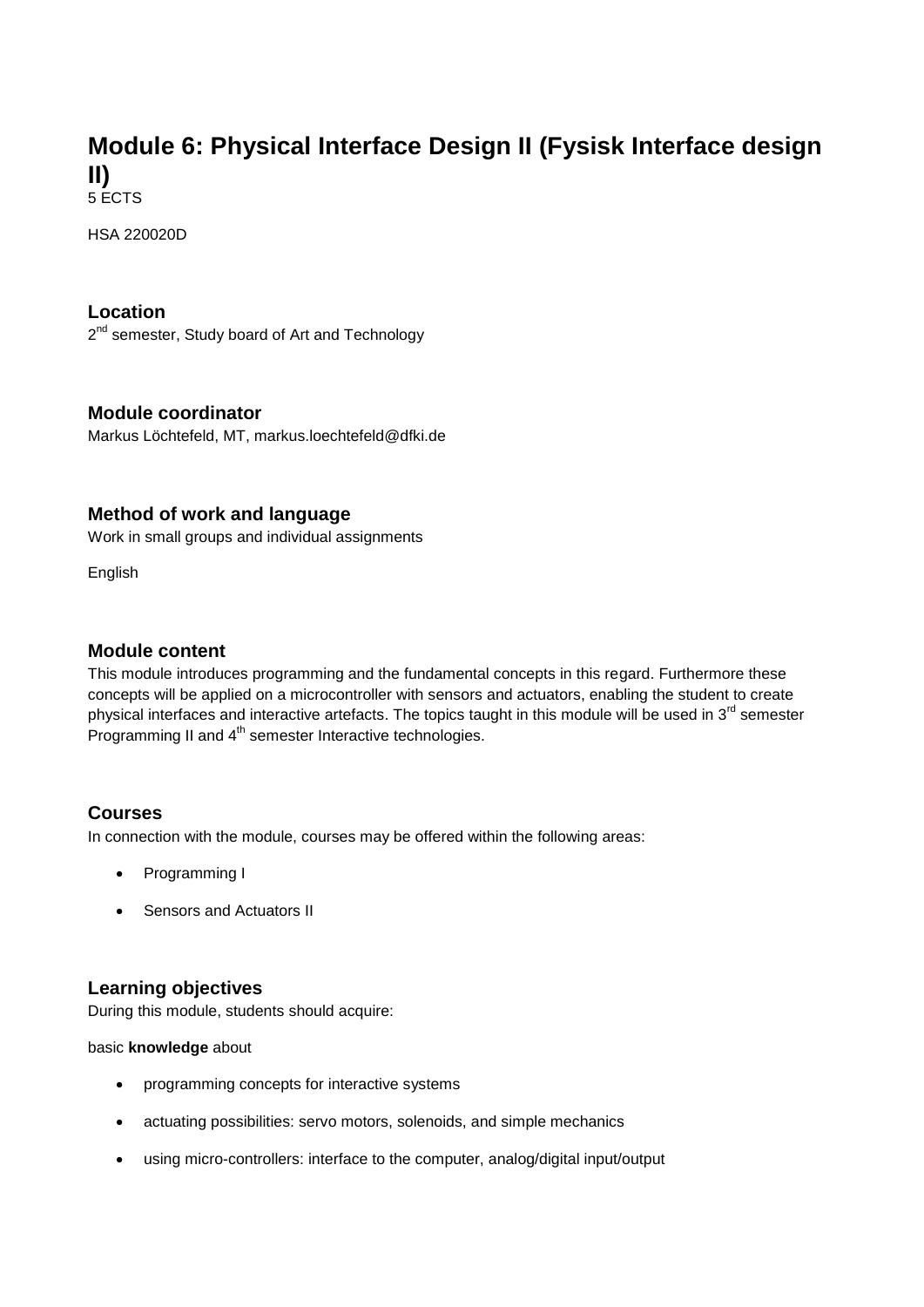# Module 6: Physical Interface Design II (Fysisk Interface design II)

5 ECTS

HSA 220020D

### Location

2nd semester, Study board of Art and Technology

### Module coordinator

Markus Löchtefeld, MT, markus.loechtefeld@dfki.de

### Method of work and language

Work in small groups and individual assignments

English

### Module content

This module introduces programming and the fundamental concepts in this regard. Furthermore these concepts will be applied on a microcontroller with sensors and actuators, enabling the student to create physical interfaces and interactive artefacts. The topics taught in this module will be used in 3rd semester Programming II and 4th semester Interactive technologies.

### Courses

In connection with the module, courses may be offered within the following areas:

- Programming I
- Sensors and Actuators II

### Learning objectives

During this module, students should acquire:

basic **knowledge** about

- programming concepts for interactive systems
- actuating possibilities: servo motors, solenoids, and simple mechanics
- using micro-controllers: interface to the computer, analog/digital input/output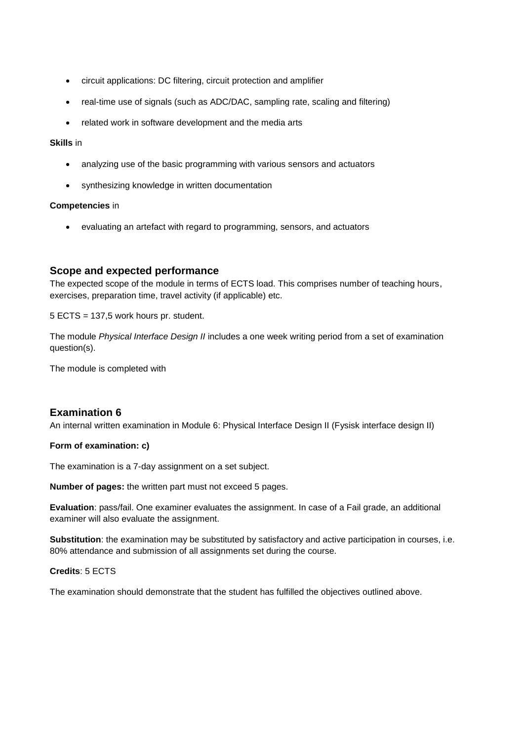- circuit applications: DC filtering, circuit protection and amplifier
- real-time use of signals (such as ADC/DAC, sampling rate, scaling and filtering)
- related work in software development and the media arts

**Skills** in

- analyzing use of the basic programming with various sensors and actuators
- synthesizing knowledge in written documentation

**Competencies** in

- evaluating an artefact with regard to programming, sensors, and actuators

## Scope and expected performance

The expected scope of the module in terms of ECTS load. This comprises number of teaching hours, exercises, preparation time, travel activity (if applicable) etc.

5 ECTS = 137,5 work hours pr. student.

The module *Physical Interface Design II* includes a one week writing period from a set of examination question(s).

The module is completed with

## Examination 6

An internal written examination in Module 6: Physical Interface Design II (Fysisk interface design II)

**Form of examination: c)**

The examination is a 7-day assignment on a set subject.

**Number of pages:** the written part must not exceed 5 pages.

**Evaluation**: pass/fail. One examiner evaluates the assignment. In case of a Fail grade, an additional examiner will also evaluate the assignment.

**Substitution**: the examination may be substituted by satisfactory and active participation in courses, i.e. 80% attendance and submission of all assignments set during the course.

**Credits**: 5 ECTS

The examination should demonstrate that the student has fulfilled the objectives outlined above.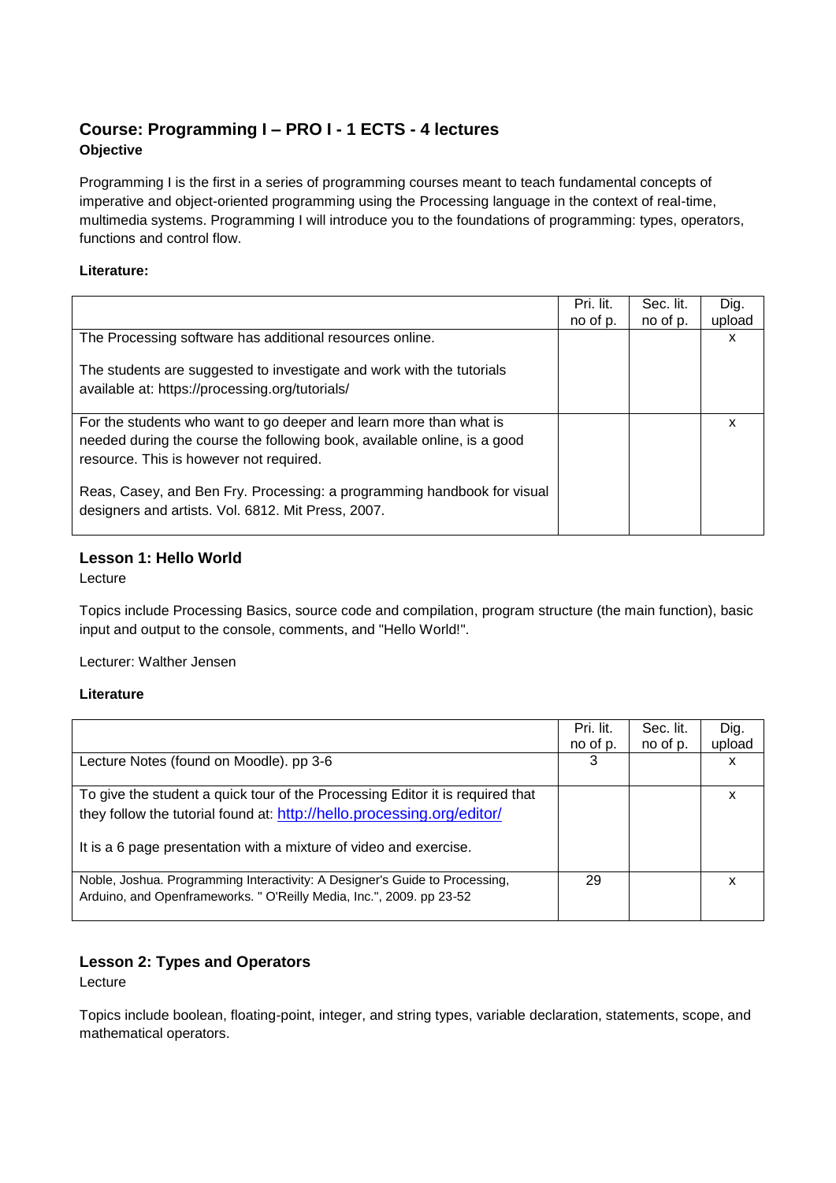## Course: Programming I – PRO I - 1 ECTS - 4 lectures

**Objective**

Programming I is the first in a series of programming courses meant to teach fundamental concepts of imperative and object-oriented programming using the Processing language in the context of real-time, multimedia systems. Programming I will introduce you to the foundations of programming: types, operators, functions and control flow.

**Literature:**

| | Pri. lit. no of p. | Sec. lit. no of p. | Dig. upload |
|---|---|---|---|
| The Processing software has additional resources online.<br><br>The students are suggested to investigate and work with the tutorials available at: https://processing.org/tutorials/ | | | x |
| For the students who want to go deeper and learn more than what is needed during the course the following book, available online, is a good resource. This is however not required.<br><br>Reas, Casey, and Ben Fry. Processing: a programming handbook for visual designers and artists. Vol. 6812. Mit Press, 2007. | | | x |

### Lesson 1: Hello World

Lecture

Topics include Processing Basics, source code and compilation, program structure (the main function), basic input and output to the console, comments, and "Hello World!".

Lecturer: Walther Jensen

**Literature**

| | Pri. lit. no of p. | Sec. lit. no of p. | Dig. upload |
|---|---|---|---|
| Lecture Notes (found on Moodle). pp 3-6 | 3 | | x |
| To give the student a quick tour of the Processing Editor it is required that they follow the tutorial found at: [http://hello.processing.org/editor/](http://hello.processing.org/editor/)<br><br>It is a 6 page presentation with a mixture of video and exercise. | | | x |
| Noble, Joshua. Programming Interactivity: A Designer's Guide to Processing, Arduino, and Openframeworks. " O'Reilly Media, Inc.", 2009. pp 23-52 | 29 | | x |

### Lesson 2: Types and Operators

Lecture

Topics include boolean, floating-point, integer, and string types, variable declaration, statements, scope, and mathematical operators.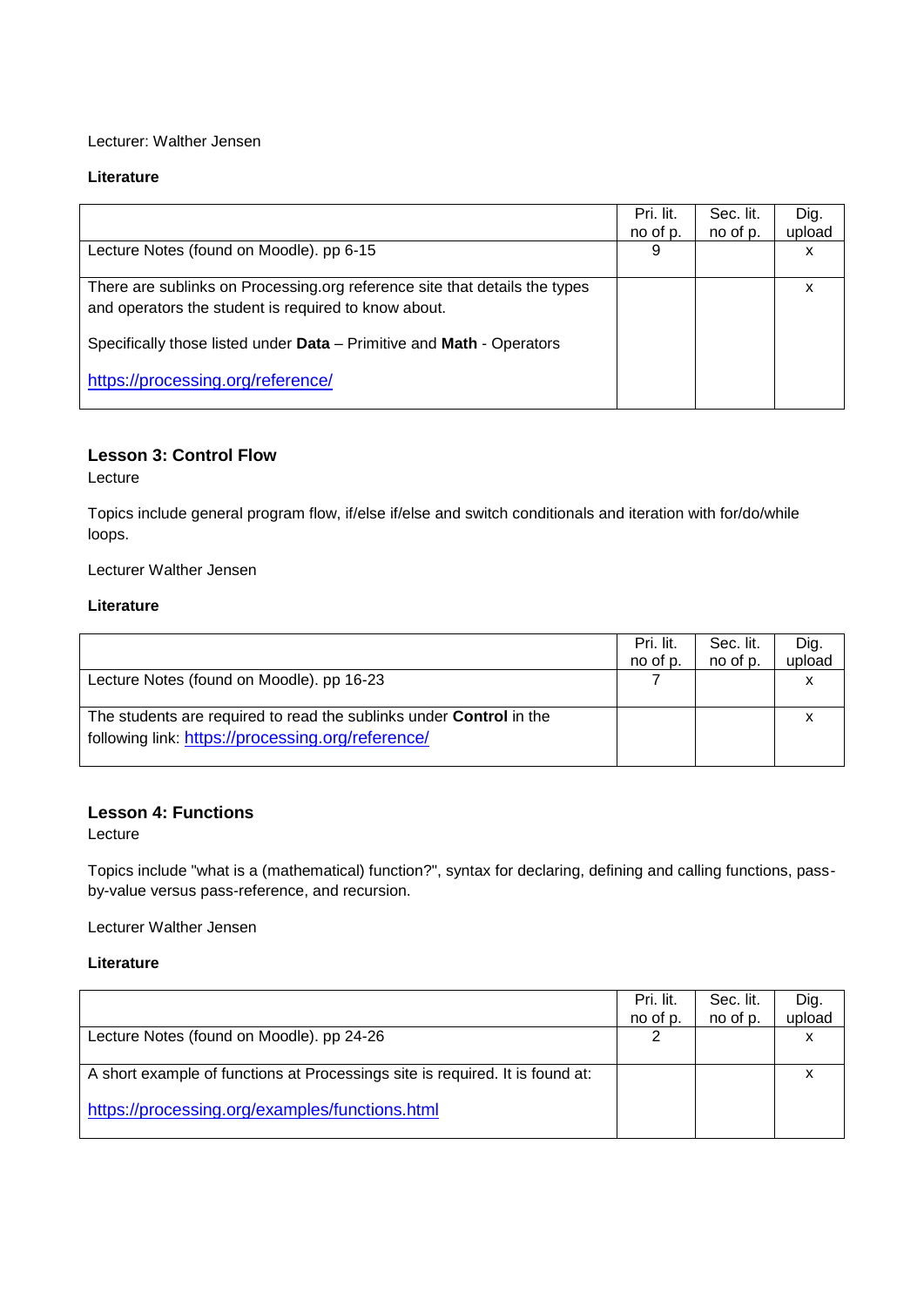Lecturer: Walther Jensen

**Literature**

| | Pri. lit. no of p. | Sec. lit. no of p. | Dig. upload |
|---|---|---|---|
| Lecture Notes (found on Moodle). pp 6-15 | 9 | | x |
| There are sublinks on Processing.org reference site that details the types and operators the student is required to know about.<br><br>Specifically those listed under **Data** – Primitive and **Math** - Operators<br><br>https://processing.org/reference/ | | | x |

### Lesson 3: Control Flow

Lecture

Topics include general program flow, if/else if/else and switch conditionals and iteration with for/do/while loops.

Lecturer Walther Jensen

**Literature**

| | Pri. lit. no of p. | Sec. lit. no of p. | Dig. upload |
|---|---|---|---|
| Lecture Notes (found on Moodle). pp 16-23 | 7 | | x |
| The students are required to read the sublinks under **Control** in the following link: https://processing.org/reference/ | | | x |

### Lesson 4: Functions

Lecture

Topics include "what is a (mathematical) function?", syntax for declaring, defining and calling functions, pass-by-value versus pass-reference, and recursion.

Lecturer Walther Jensen

**Literature**

| | Pri. lit. no of p. | Sec. lit. no of p. | Dig. upload |
|---|---|---|---|
| Lecture Notes (found on Moodle). pp 24-26 | 2 | | x |
| A short example of functions at Processings site is required. It is found at:<br><br>https://processing.org/examples/functions.html | | | x |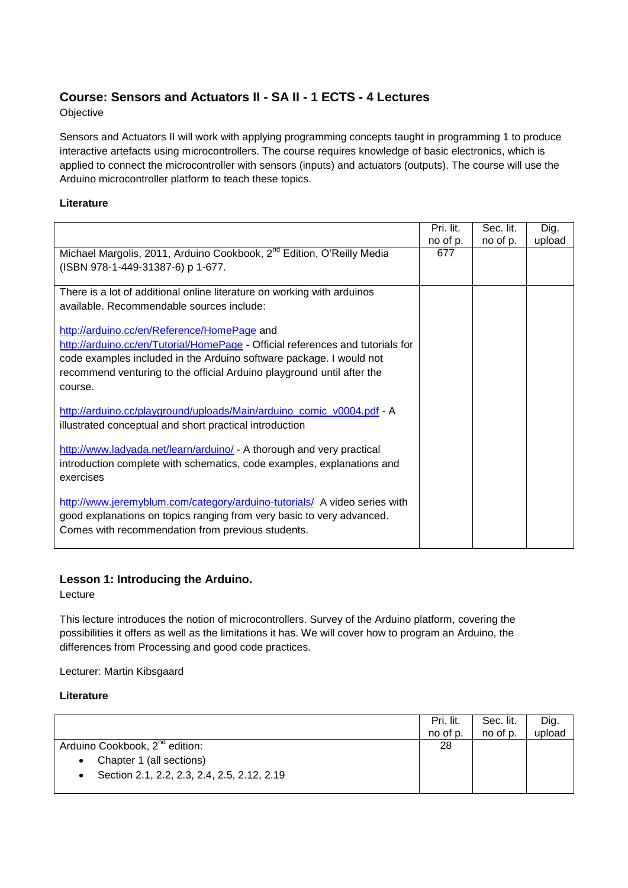## Course: Sensors and Actuators II - SA II - 1 ECTS - 4 Lectures

Objective

Sensors and Actuators II will work with applying programming concepts taught in programming 1 to produce interactive artefacts using microcontrollers. The course requires knowledge of basic electronics, which is applied to connect the microcontroller with sensors (inputs) and actuators (outputs). The course will use the Arduino microcontroller platform to teach these topics.

**Literature**

| | Pri. lit. no of p. | Sec. lit. no of p. | Dig. upload |
|---|---|---|---|
| Michael Margolis, 2011, Arduino Cookbook, 2nd Edition, O'Reilly Media (ISBN 978-1-449-31387-6) p 1-677. | 677 | | |
| There is a lot of additional online literature on working with arduinos available. Recommendable sources include:<br><br>http://arduino.cc/en/Reference/HomePage and http://arduino.cc/en/Tutorial/HomePage - Official references and tutorials for code examples included in the Arduino software package. I would not recommend venturing to the official Arduino playground until after the course.<br><br>http://arduino.cc/playground/uploads/Main/arduino_comic_v0004.pdf - A illustrated conceptual and short practical introduction<br><br>http://www.ladyada.net/learn/arduino/ - A thorough and very practical introduction complete with schematics, code examples, explanations and exercises<br><br>http://www.jeremyblum.com/category/arduino-tutorials/ A video series with good explanations on topics ranging from very basic to very advanced. Comes with recommendation from previous students. | | | |

### Lesson 1: Introducing the Arduino.

Lecture

This lecture introduces the notion of microcontrollers. Survey of the Arduino platform, covering the possibilities it offers as well as the limitations it has. We will cover how to program an Arduino, the differences from Processing and good code practices.

Lecturer: Martin Kibsgaard

**Literature**

| | Pri. lit. no of p. | Sec. lit. no of p. | Dig. upload |
|---|---|---|---|
| Arduino Cookbook, 2nd edition:<br>• Chapter 1 (all sections)<br>• Section 2.1, 2.2, 2.3, 2.4, 2.5, 2.12, 2.19 | 28 | | |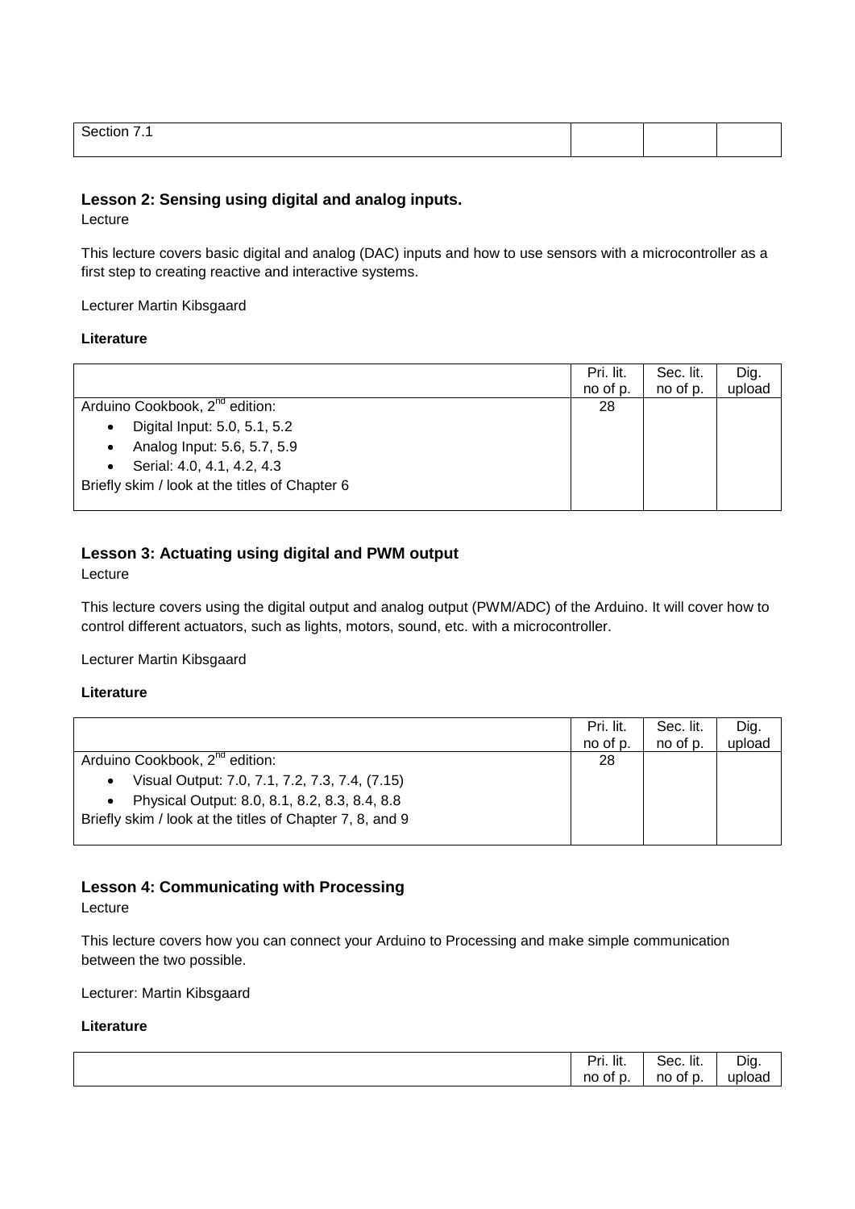| Section 7.1 | | | |
|---|---|---|---|

### Lesson 2: Sensing using digital and analog inputs.

Lecture

This lecture covers basic digital and analog (DAC) inputs and how to use sensors with a microcontroller as a first step to creating reactive and interactive systems.

Lecturer Martin Kibsgaard

**Literature**

| | Pri. lit. no of p. | Sec. lit. no of p. | Dig. upload |
|---|---|---|---|
| Arduino Cookbook, 2[nd] edition:<br>• Digital Input: 5.0, 5.1, 5.2<br>• Analog Input: 5.6, 5.7, 5.9<br>• Serial: 4.0, 4.1, 4.2, 4.3<br>Briefly skim / look at the titles of Chapter 6 | 28 | | |

### Lesson 3: Actuating using digital and PWM output

Lecture

This lecture covers using the digital output and analog output (PWM/ADC) of the Arduino. It will cover how to control different actuators, such as lights, motors, sound, etc. with a microcontroller.

Lecturer Martin Kibsgaard

**Literature**

| | Pri. lit. no of p. | Sec. lit. no of p. | Dig. upload |
|---|---|---|---|
| Arduino Cookbook, 2[nd] edition:<br>• Visual Output: 7.0, 7.1, 7.2, 7.3, 7.4, (7.15)<br>• Physical Output: 8.0, 8.1, 8.2, 8.3, 8.4, 8.8<br>Briefly skim / look at the titles of Chapter 7, 8, and 9 | 28 | | |

### Lesson 4: Communicating with Processing

Lecture

This lecture covers how you can connect your Arduino to Processing and make simple communication between the two possible.

Lecturer: Martin Kibsgaard

**Literature**

| | Pri. lit. no of p. | Sec. lit. no of p. | Dig. upload |
|---|---|---|---|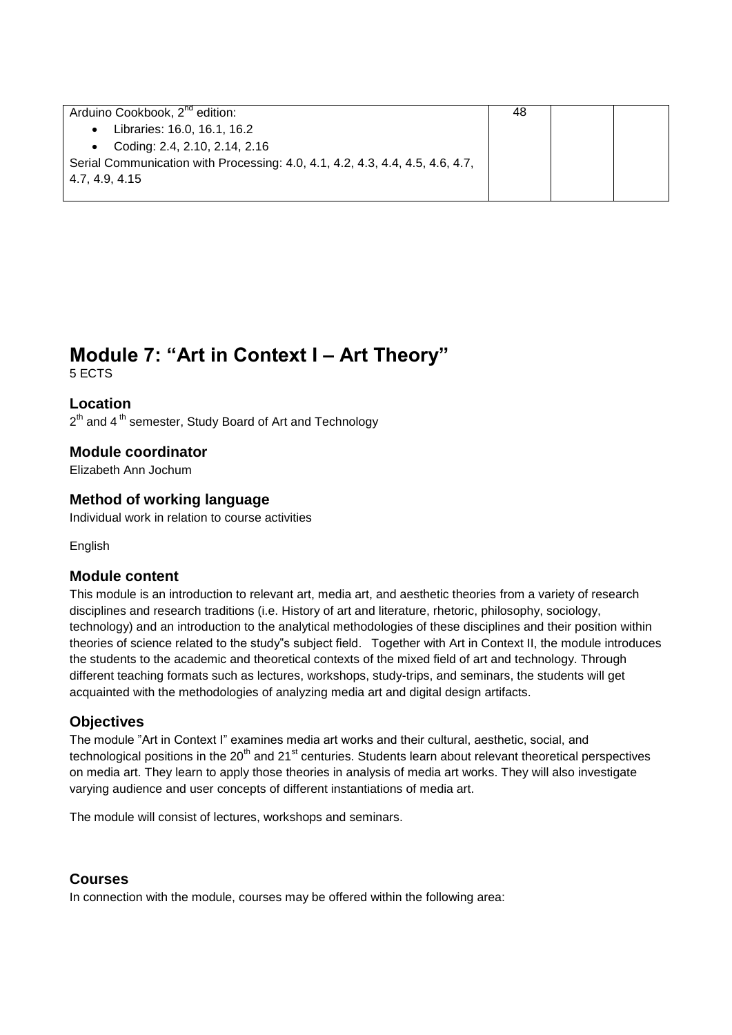| Arduino Cookbook, 2nd edition:<br>• Libraries: 16.0, 16.1, 16.2<br>• Coding: 2.4, 2.10, 2.14, 2.16<br>Serial Communication with Processing: 4.0, 4.1, 4.2, 4.3, 4.4, 4.5, 4.6, 4.7, 4.7, 4.9, 4.15 | 48 | | |
|---|---|---|---|

# Module 7: "Art in Context I – Art Theory"

5 ECTS

### Location

2th and 4 th semester, Study Board of Art and Technology

### Module coordinator

Elizabeth Ann Jochum

### Method of working language

Individual work in relation to course activities

English

### Module content

This module is an introduction to relevant art, media art, and aesthetic theories from a variety of research disciplines and research traditions (i.e. History of art and literature, rhetoric, philosophy, sociology, technology) and an introduction to the analytical methodologies of these disciplines and their position within theories of science related to the study"s subject field. Together with Art in Context II, the module introduces the students to the academic and theoretical contexts of the mixed field of art and technology. Through different teaching formats such as lectures, workshops, study-trips, and seminars, the students will get acquainted with the methodologies of analyzing media art and digital design artifacts.

### Objectives

The module "Art in Context I" examines media art works and their cultural, aesthetic, social, and technological positions in the 20th and 21st centuries. Students learn about relevant theoretical perspectives on media art. They learn to apply those theories in analysis of media art works. They will also investigate varying audience and user concepts of different instantiations of media art.

The module will consist of lectures, workshops and seminars.

### Courses

In connection with the module, courses may be offered within the following area: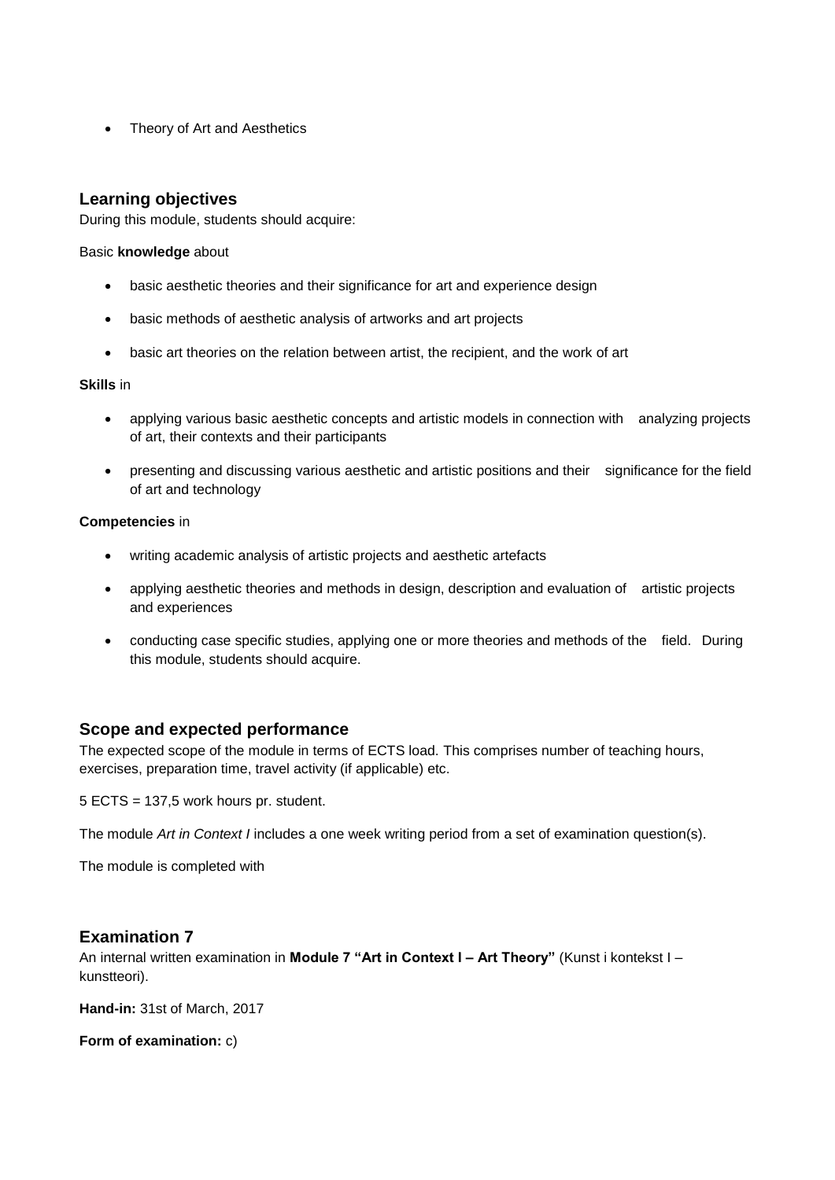- Theory of Art and Aesthetics

## Learning objectives

During this module, students should acquire:

Basic **knowledge** about

- basic aesthetic theories and their significance for art and experience design
- basic methods of aesthetic analysis of artworks and art projects
- basic art theories on the relation between artist, the recipient, and the work of art

**Skills** in

- applying various basic aesthetic concepts and artistic models in connection with analyzing projects of art, their contexts and their participants
- presenting and discussing various aesthetic and artistic positions and their significance for the field of art and technology

**Competencies** in

- writing academic analysis of artistic projects and aesthetic artefacts
- applying aesthetic theories and methods in design, description and evaluation of artistic projects and experiences
- conducting case specific studies, applying one or more theories and methods of the field. During this module, students should acquire.

## Scope and expected performance

The expected scope of the module in terms of ECTS load. This comprises number of teaching hours, exercises, preparation time, travel activity (if applicable) etc.

5 ECTS = 137,5 work hours pr. student.

The module *Art in Context I* includes a one week writing period from a set of examination question(s).

The module is completed with

## Examination 7

An internal written examination in **Module 7 "Art in Context I – Art Theory"** (Kunst i kontekst I – kunstteori).

**Hand-in:** 31st of March, 2017

**Form of examination:** c)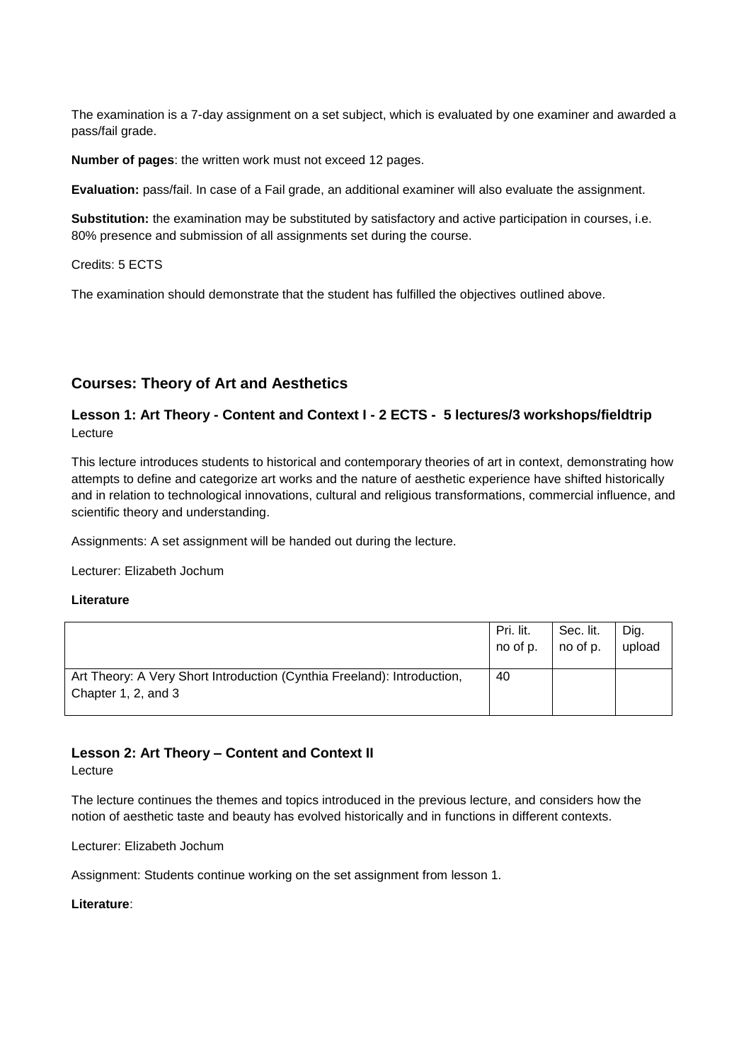The examination is a 7-day assignment on a set subject, which is evaluated by one examiner and awarded a pass/fail grade.

**Number of pages**: the written work must not exceed 12 pages.

**Evaluation:** pass/fail. In case of a Fail grade, an additional examiner will also evaluate the assignment.

**Substitution:** the examination may be substituted by satisfactory and active participation in courses, i.e. 80% presence and submission of all assignments set during the course.

Credits: 5 ECTS

The examination should demonstrate that the student has fulfilled the objectives outlined above.

## Courses: Theory of Art and Aesthetics

### Lesson 1: Art Theory - Content and Context I - 2 ECTS - 5 lectures/3 workshops/fieldtrip

Lecture

This lecture introduces students to historical and contemporary theories of art in context, demonstrating how attempts to define and categorize art works and the nature of aesthetic experience have shifted historically and in relation to technological innovations, cultural and religious transformations, commercial influence, and scientific theory and understanding.

Assignments: A set assignment will be handed out during the lecture.

Lecturer: Elizabeth Jochum

**Literature**

| | Pri. lit. no of p. | Sec. lit. no of p. | Dig. upload |
|---|---|---|---|
| Art Theory: A Very Short Introduction (Cynthia Freeland): Introduction, Chapter 1, 2, and 3 | 40 | | |

### Lesson 2: Art Theory – Content and Context II

Lecture

The lecture continues the themes and topics introduced in the previous lecture, and considers how the notion of aesthetic taste and beauty has evolved historically and in functions in different contexts.

Lecturer: Elizabeth Jochum

Assignment: Students continue working on the set assignment from lesson 1.

**Literature**: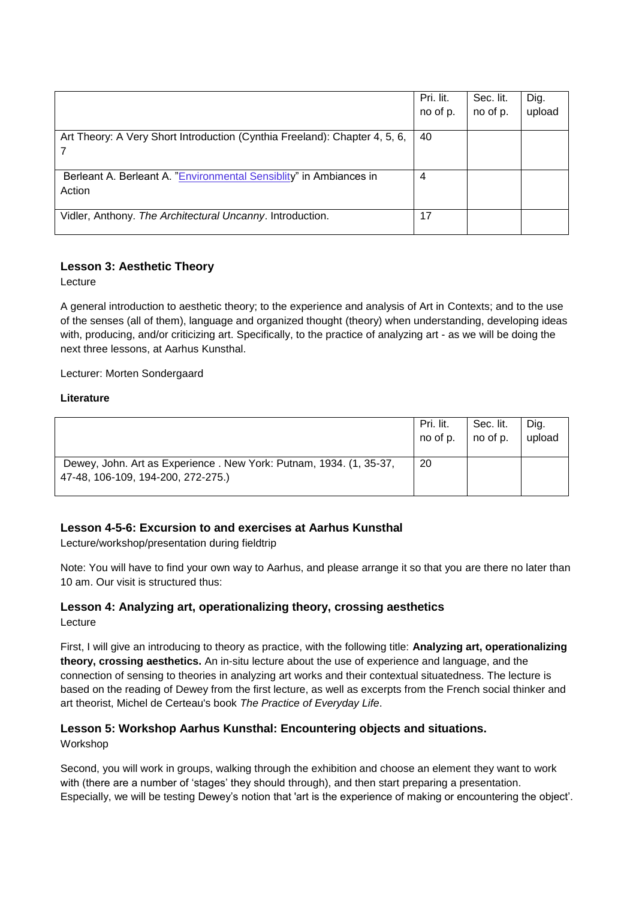| | Pri. lit. no of p. | Sec. lit. no of p. | Dig. upload |
|---|---|---|---|
| Art Theory: A Very Short Introduction (Cynthia Freeland): Chapter 4, 5, 6, 7 | 40 | | |
| Berleant A. Berleant A. "Environmental Sensiblity" in Ambiances in Action | 4 | | |
| Vidler, Anthony. *The Architectural Uncanny*. Introduction. | 17 | | |

### Lesson 3: Aesthetic Theory

Lecture

A general introduction to aesthetic theory; to the experience and analysis of Art in Contexts; and to the use of the senses (all of them), language and organized thought (theory) when understanding, developing ideas with, producing, and/or criticizing art. Specifically, to the practice of analyzing art - as we will be doing the next three lessons, at Aarhus Kunsthal.

Lecturer: Morten Sondergaard

**Literature**

| | Pri. lit. no of p. | Sec. lit. no of p. | Dig. upload |
|---|---|---|---|
| Dewey, John. Art as Experience . New York: Putnam, 1934. (1, 35-37, 47-48, 106-109, 194-200, 272-275.) | 20 | | |

### Lesson 4-5-6: Excursion to and exercises at Aarhus Kunsthal

Lecture/workshop/presentation during fieldtrip

Note: You will have to find your own way to Aarhus, and please arrange it so that you are there no later than 10 am. Our visit is structured thus:

### Lesson 4: Analyzing art, operationalizing theory, crossing aesthetics

Lecture

First, I will give an introducing to theory as practice, with the following title: **Analyzing art, operationalizing theory, crossing aesthetics.** An in-situ lecture about the use of experience and language, and the connection of sensing to theories in analyzing art works and their contextual situatedness. The lecture is based on the reading of Dewey from the first lecture, as well as excerpts from the French social thinker and art theorist, Michel de Certeau's book *The Practice of Everyday Life*.

### Lesson 5: Workshop Aarhus Kunsthal: Encountering objects and situations.

Workshop

Second, you will work in groups, walking through the exhibition and choose an element they want to work with (there are a number of 'stages' they should through), and then start preparing a presentation. Especially, we will be testing Dewey's notion that 'art is the experience of making or encountering the object'.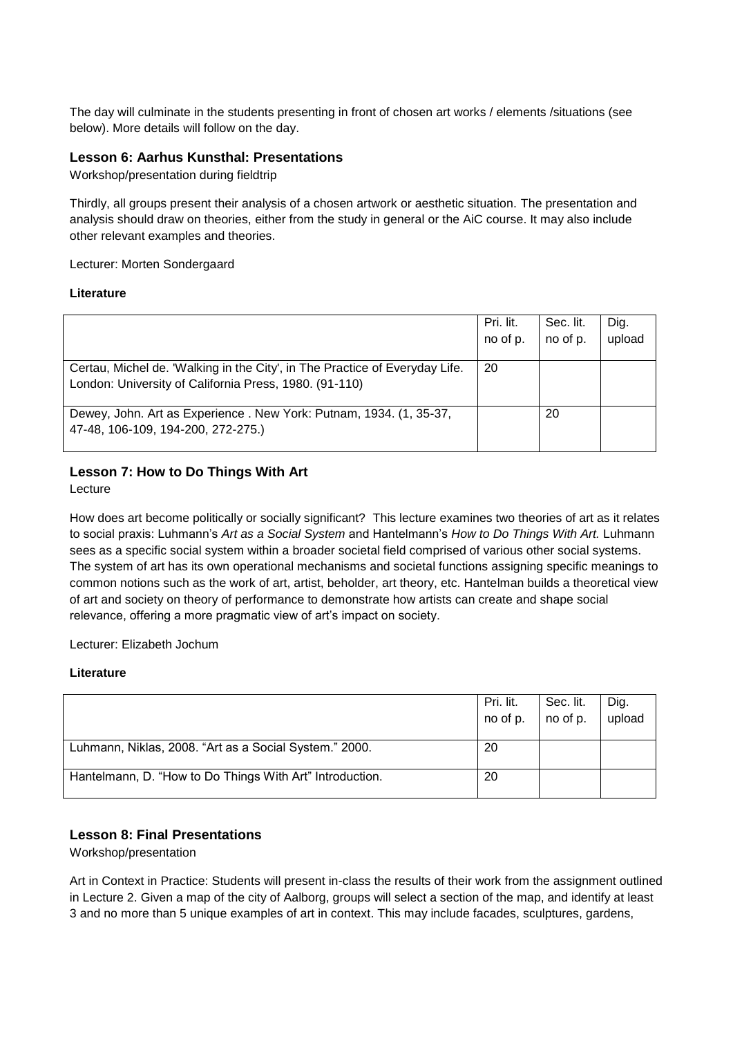The day will culminate in the students presenting in front of chosen art works / elements /situations (see below). More details will follow on the day.

### Lesson 6: Aarhus Kunsthal: Presentations

Workshop/presentation during fieldtrip

Thirdly, all groups present their analysis of a chosen artwork or aesthetic situation. The presentation and analysis should draw on theories, either from the study in general or the AiC course. It may also include other relevant examples and theories.

Lecturer: Morten Sondergaard

**Literature**

| | Pri. lit. no of p. | Sec. lit. no of p. | Dig. upload |
|---|---|---|---|
| Certau, Michel de. 'Walking in the City', in The Practice of Everyday Life. London: University of California Press, 1980. (91-110) | 20 | | |
| Dewey, John. Art as Experience . New York: Putnam, 1934. (1, 35-37, 47-48, 106-109, 194-200, 272-275.) | | 20 | |

### Lesson 7: How to Do Things With Art

Lecture

How does art become politically or socially significant? This lecture examines two theories of art as it relates to social praxis: Luhmann's *Art as a Social System* and Hantelmann's *How to Do Things With Art.* Luhmann sees as a specific social system within a broader societal field comprised of various other social systems. The system of art has its own operational mechanisms and societal functions assigning specific meanings to common notions such as the work of art, artist, beholder, art theory, etc. Hantelman builds a theoretical view of art and society on theory of performance to demonstrate how artists can create and shape social relevance, offering a more pragmatic view of art's impact on society.

Lecturer: Elizabeth Jochum

**Literature**

| | Pri. lit. no of p. | Sec. lit. no of p. | Dig. upload |
|---|---|---|---|
| Luhmann, Niklas, 2008. "Art as a Social System." 2000. | 20 | | |
| Hantelmann, D. "How to Do Things With Art" Introduction. | 20 | | |

### Lesson 8: Final Presentations

Workshop/presentation

Art in Context in Practice: Students will present in-class the results of their work from the assignment outlined in Lecture 2. Given a map of the city of Aalborg, groups will select a section of the map, and identify at least 3 and no more than 5 unique examples of art in context. This may include facades, sculptures, gardens,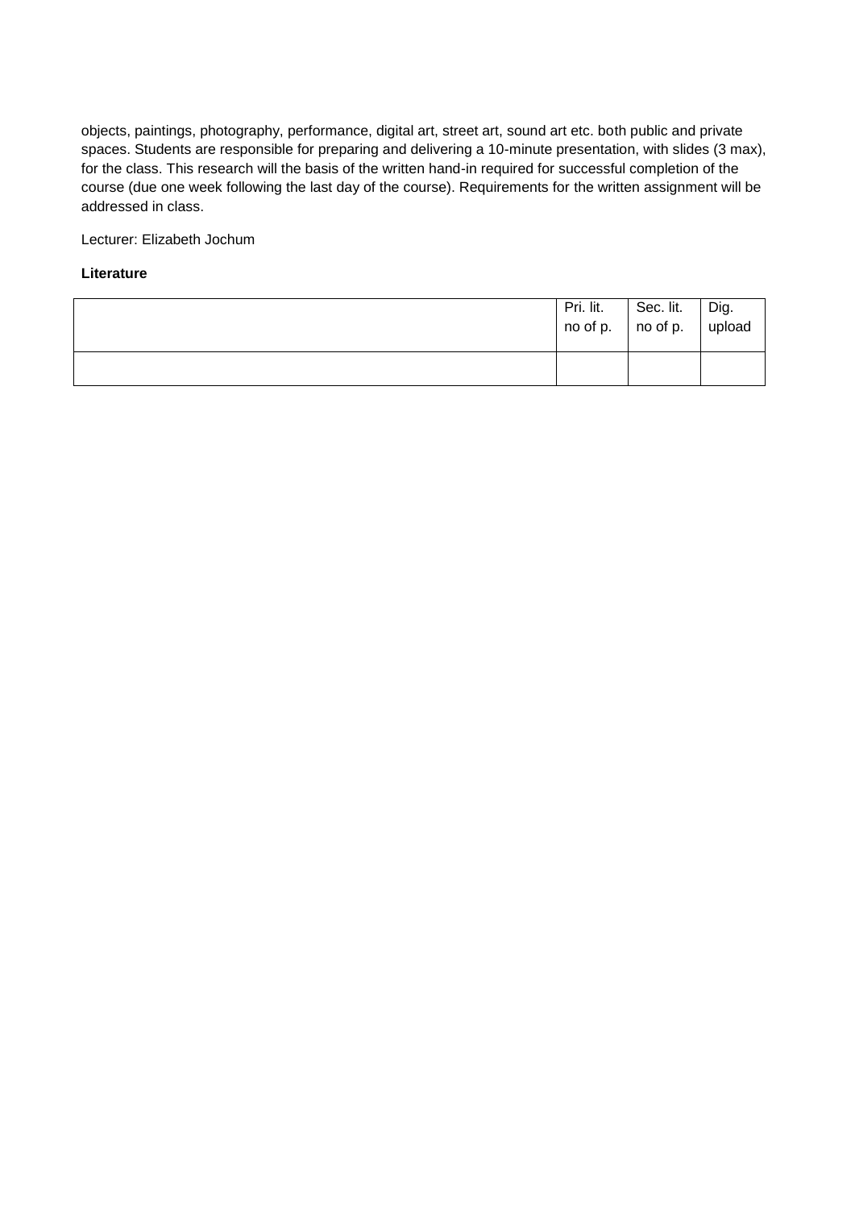objects, paintings, photography, performance, digital art, street art, sound art etc. both public and private spaces. Students are responsible for preparing and delivering a 10-minute presentation, with slides (3 max), for the class. This research will the basis of the written hand-in required for successful completion of the course (due one week following the last day of the course). Requirements for the written assignment will be addressed in class.

Lecturer: Elizabeth Jochum

**Literature**

| | Pri. lit. no of p. | Sec. lit. no of p. | Dig. upload |
|---|---|---|---|
| | | | |